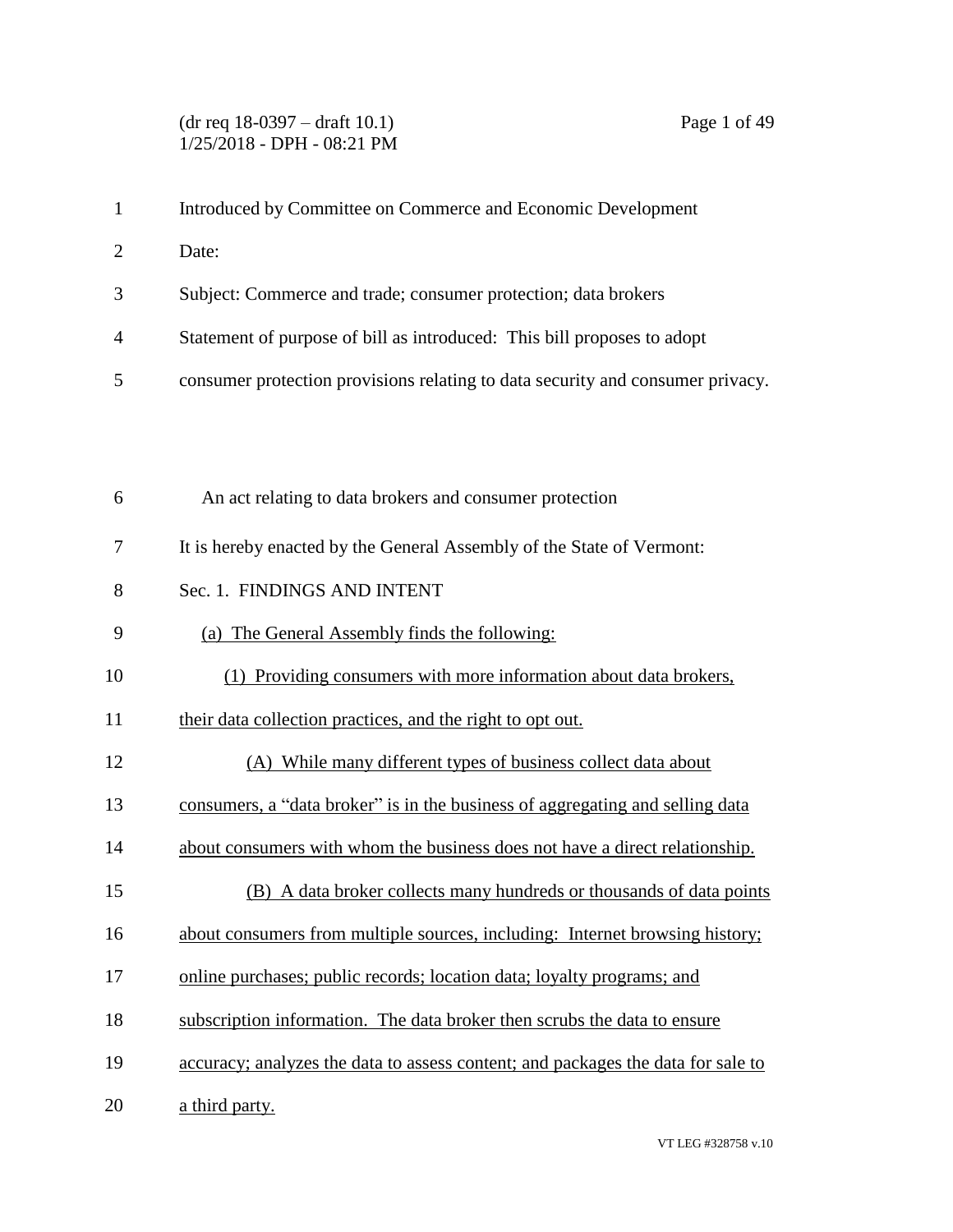Introduced by Committee on Commerce and Economic Development

Date:

Subject: Commerce and trade; consumer protection; data brokers

Statement of purpose of bill as introduced: This bill proposes to adopt consumer protection provisions relating to data security and consumer privacy.

An act relating to data brokers and consumer protection

It is hereby enacted by the General Assembly of the State of Vermont:

Sec. 1. FINDINGS AND INTENT

(a) The General Assembly finds the following:

(1) Providing consumers with more information about data brokers, their data collection practices, and the right to opt out.

(A) While many different types of business collect data about consumers, a "data broker" is in the business of aggregating and selling data about consumers with whom the business does not have a direct relationship.

(B) A data broker collects many hundreds or thousands of data points about consumers from multiple sources, including: Internet browsing history; online purchases; public records; location data; loyalty programs; and subscription information. The data broker then scrubs the data to ensure accuracy; analyzes the data to assess content; and packages the data for sale to a third party.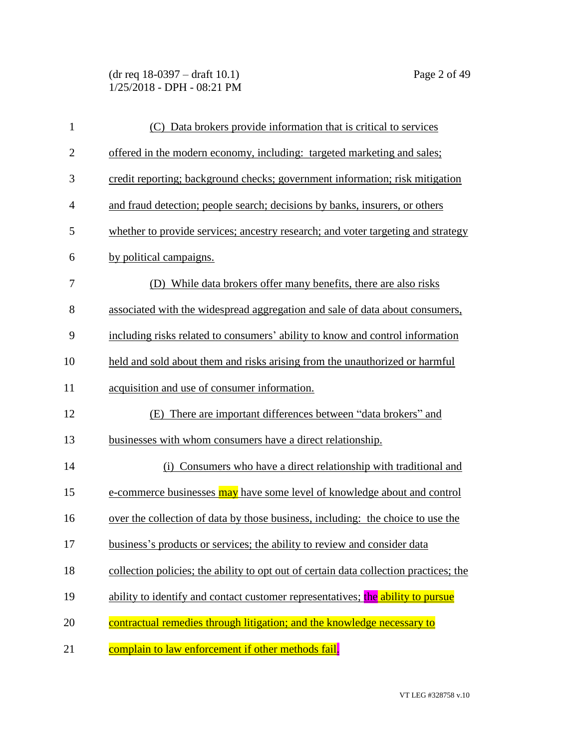(C) Data brokers provide information that is critical to services offered in the modern economy, including: targeted marketing and sales; credit reporting; background checks; government information; risk mitigation and fraud detection; people search; decisions by banks, insurers, or others whether to provide services; ancestry research; and voter targeting and strategy by political campaigns.

(D) While data brokers offer many benefits, there are also risks associated with the widespread aggregation and sale of data about consumers, including risks related to consumers' ability to know and control information held and sold about them and risks arising from the unauthorized or harmful acquisition and use of consumer information.

(E) There are important differences between "data brokers" and businesses with whom consumers have a direct relationship.

(i) Consumers who have a direct relationship with traditional and e-commerce businesses may have some level of knowledge about and control over the collection of data by those business, including: the choice to use the business's products or services; the ability to review and consider data collection policies; the ability to opt out of certain data collection practices; the ability to identify and contact customer representatives; the ability to pursue contractual remedies through litigation; and the knowledge necessary to complain to law enforcement if other methods fail.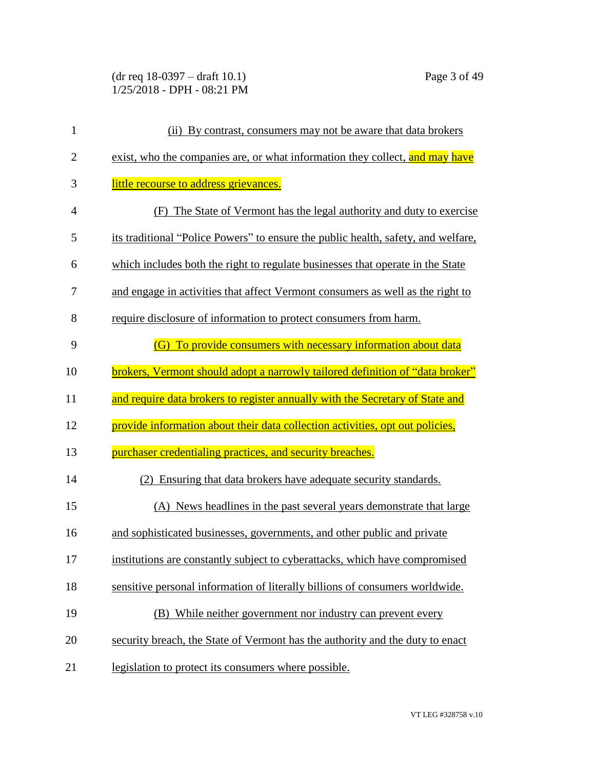(ii) By contrast, consumers may not be aware that data brokers exist, who the companies are, or what information they collect, and may have little recourse to address grievances.

(F) The State of Vermont has the legal authority and duty to exercise its traditional "Police Powers" to ensure the public health, safety, and welfare, which includes both the right to regulate businesses that operate in the State and engage in activities that affect Vermont consumers as well as the right to require disclosure of information to protect consumers from harm.

(G) To provide consumers with necessary information about data brokers, Vermont should adopt a narrowly tailored definition of "data broker" and require data brokers to register annually with the Secretary of State and provide information about their data collection activities, opt out policies, purchaser credentialing practices, and security breaches.

(2) Ensuring that data brokers have adequate security standards.

(A) News headlines in the past several years demonstrate that large and sophisticated businesses, governments, and other public and private institutions are constantly subject to cyberattacks, which have compromised sensitive personal information of literally billions of consumers worldwide.

(B) While neither government nor industry can prevent every security breach, the State of Vermont has the authority and the duty to enact legislation to protect its consumers where possible.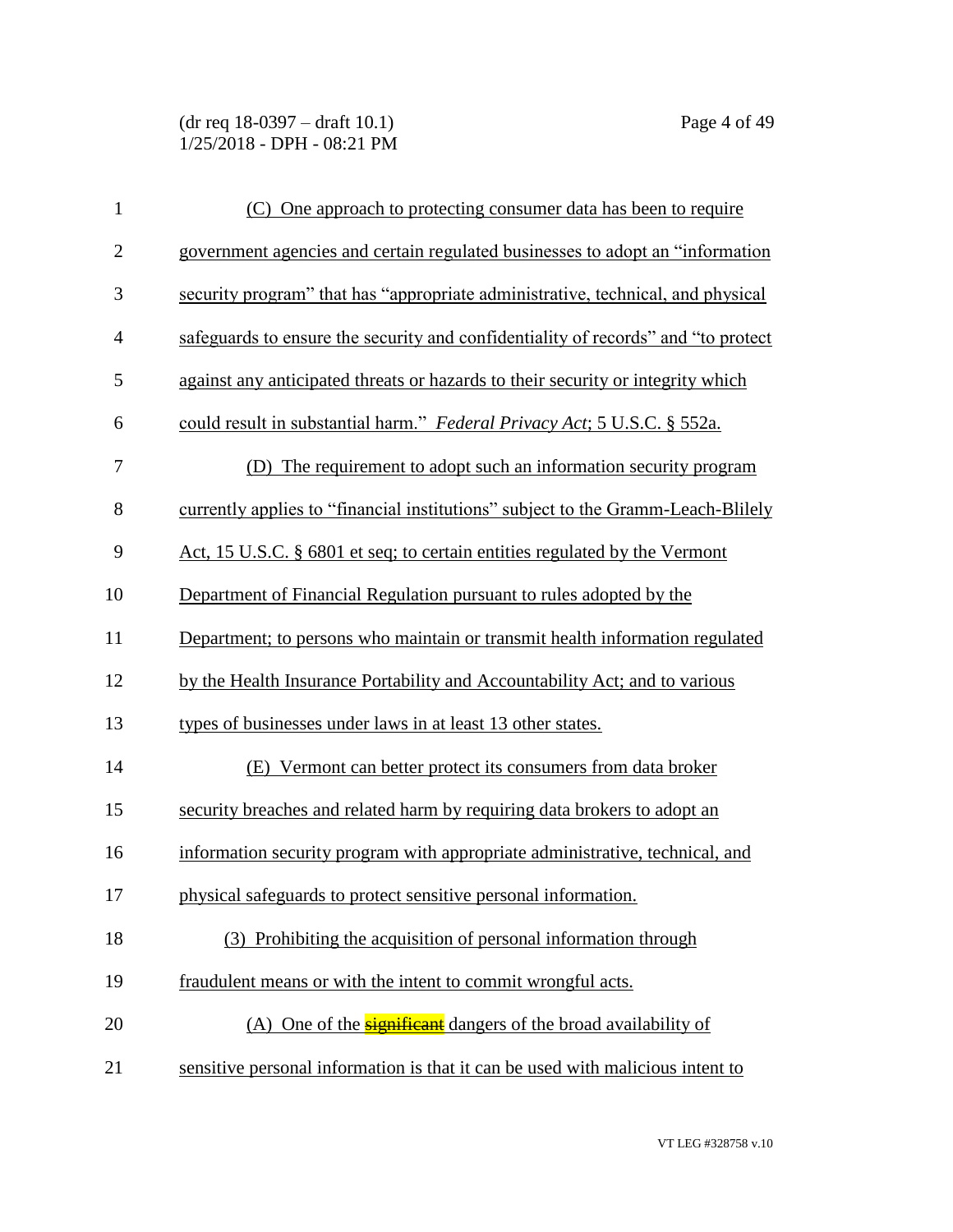(C) One approach to protecting consumer data has been to require government agencies and certain regulated businesses to adopt an "information security program" that has "appropriate administrative, technical, and physical safeguards to ensure the security and confidentiality of records" and "to protect against any anticipated threats or hazards to their security or integrity which could result in substantial harm." *Federal Privacy Act*; 5 U.S.C. § 552a.

(D) The requirement to adopt such an information security program currently applies to "financial institutions" subject to the Gramm-Leach-Blilely Act, 15 U.S.C. § 6801 et seq; to certain entities regulated by the Vermont Department of Financial Regulation pursuant to rules adopted by the Department; to persons who maintain or transmit health information regulated by the Health Insurance Portability and Accountability Act; and to various types of businesses under laws in at least 13 other states.

(E) Vermont can better protect its consumers from data broker security breaches and related harm by requiring data brokers to adopt an information security program with appropriate administrative, technical, and physical safeguards to protect sensitive personal information.

(3) Prohibiting the acquisition of personal information through fraudulent means or with the intent to commit wrongful acts.

(A) One of the ~~significant~~ dangers of the broad availability of sensitive personal information is that it can be used with malicious intent to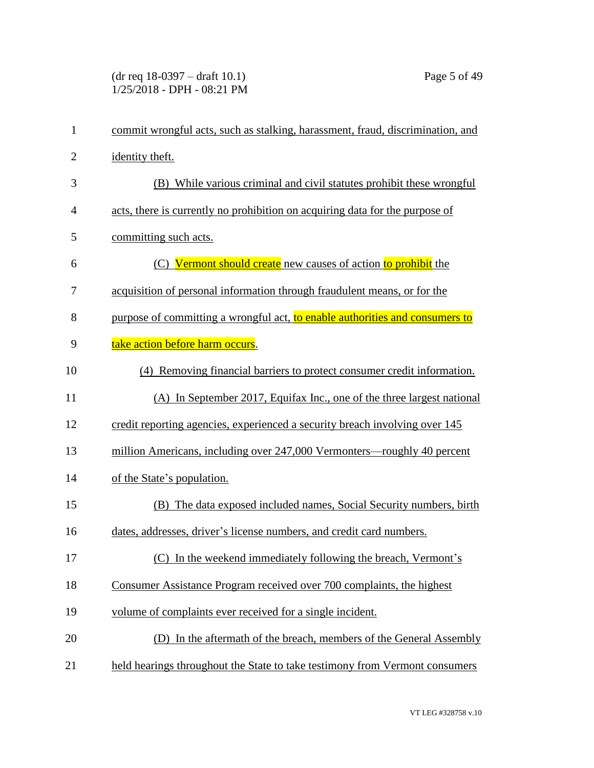commit wrongful acts, such as stalking, harassment, fraud, discrimination, and identity theft.

(B) While various criminal and civil statutes prohibit these wrongful acts, there is currently no prohibition on acquiring data for the purpose of committing such acts.

(C) Vermont should create new causes of action to prohibit the acquisition of personal information through fraudulent means, or for the purpose of committing a wrongful act, to enable authorities and consumers to take action before harm occurs.

(4) Removing financial barriers to protect consumer credit information.

(A) In September 2017, Equifax Inc., one of the three largest national credit reporting agencies, experienced a security breach involving over 145 million Americans, including over 247,000 Vermonters—roughly 40 percent of the State's population.

(B) The data exposed included names, Social Security numbers, birth dates, addresses, driver's license numbers, and credit card numbers.

(C) In the weekend immediately following the breach, Vermont's Consumer Assistance Program received over 700 complaints, the highest volume of complaints ever received for a single incident.

(D) In the aftermath of the breach, members of the General Assembly held hearings throughout the State to take testimony from Vermont consumers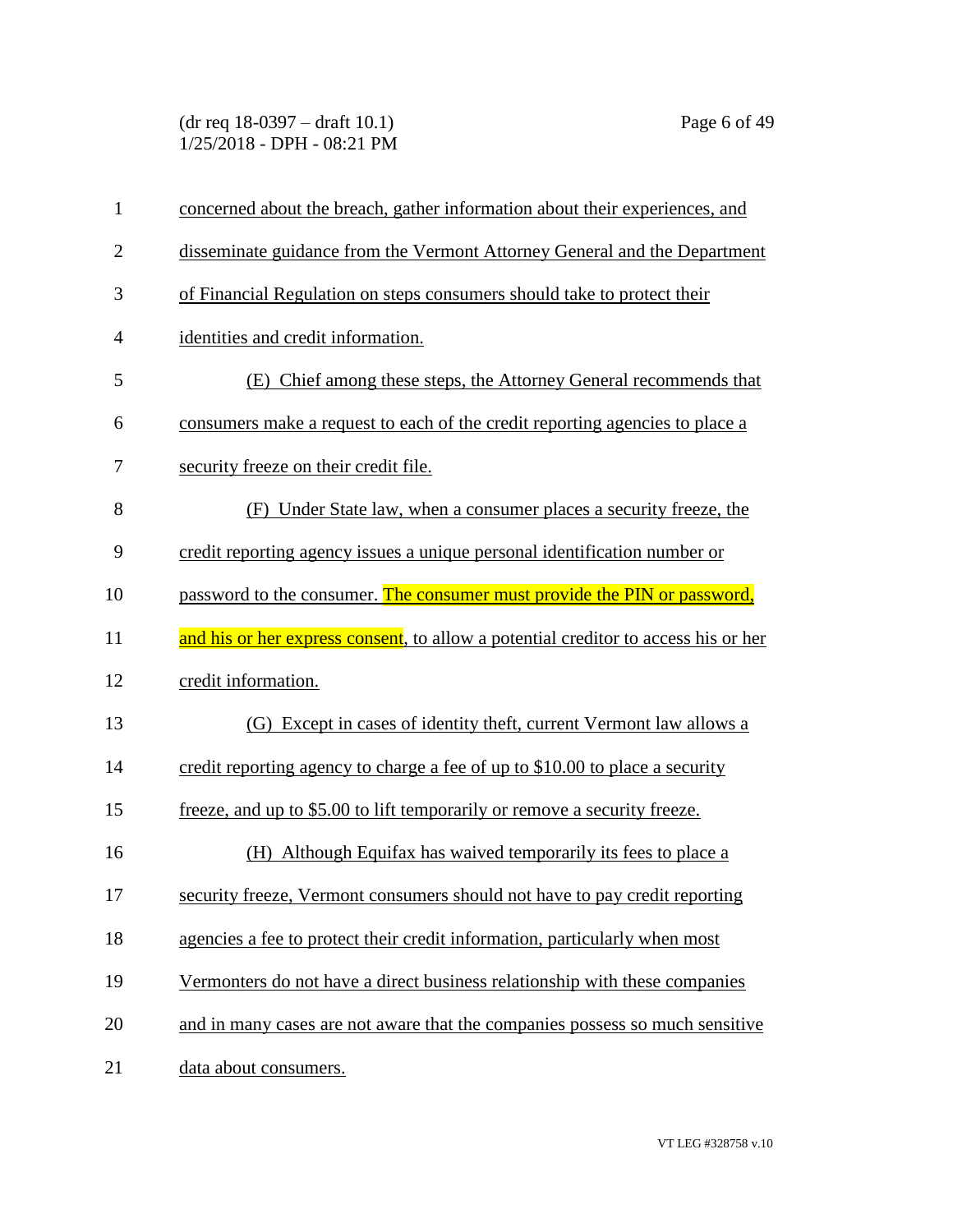concerned about the breach, gather information about their experiences, and disseminate guidance from the Vermont Attorney General and the Department of Financial Regulation on steps consumers should take to protect their identities and credit information.

(E) Chief among these steps, the Attorney General recommends that consumers make a request to each of the credit reporting agencies to place a security freeze on their credit file.

(F) Under State law, when a consumer places a security freeze, the credit reporting agency issues a unique personal identification number or password to the consumer. The consumer must provide the PIN or password, and his or her express consent, to allow a potential creditor to access his or her credit information.

(G) Except in cases of identity theft, current Vermont law allows a credit reporting agency to charge a fee of up to $10.00 to place a security freeze, and up to $5.00 to lift temporarily or remove a security freeze.

(H) Although Equifax has waived temporarily its fees to place a security freeze, Vermont consumers should not have to pay credit reporting agencies a fee to protect their credit information, particularly when most Vermonters do not have a direct business relationship with these companies and in many cases are not aware that the companies possess so much sensitive data about consumers.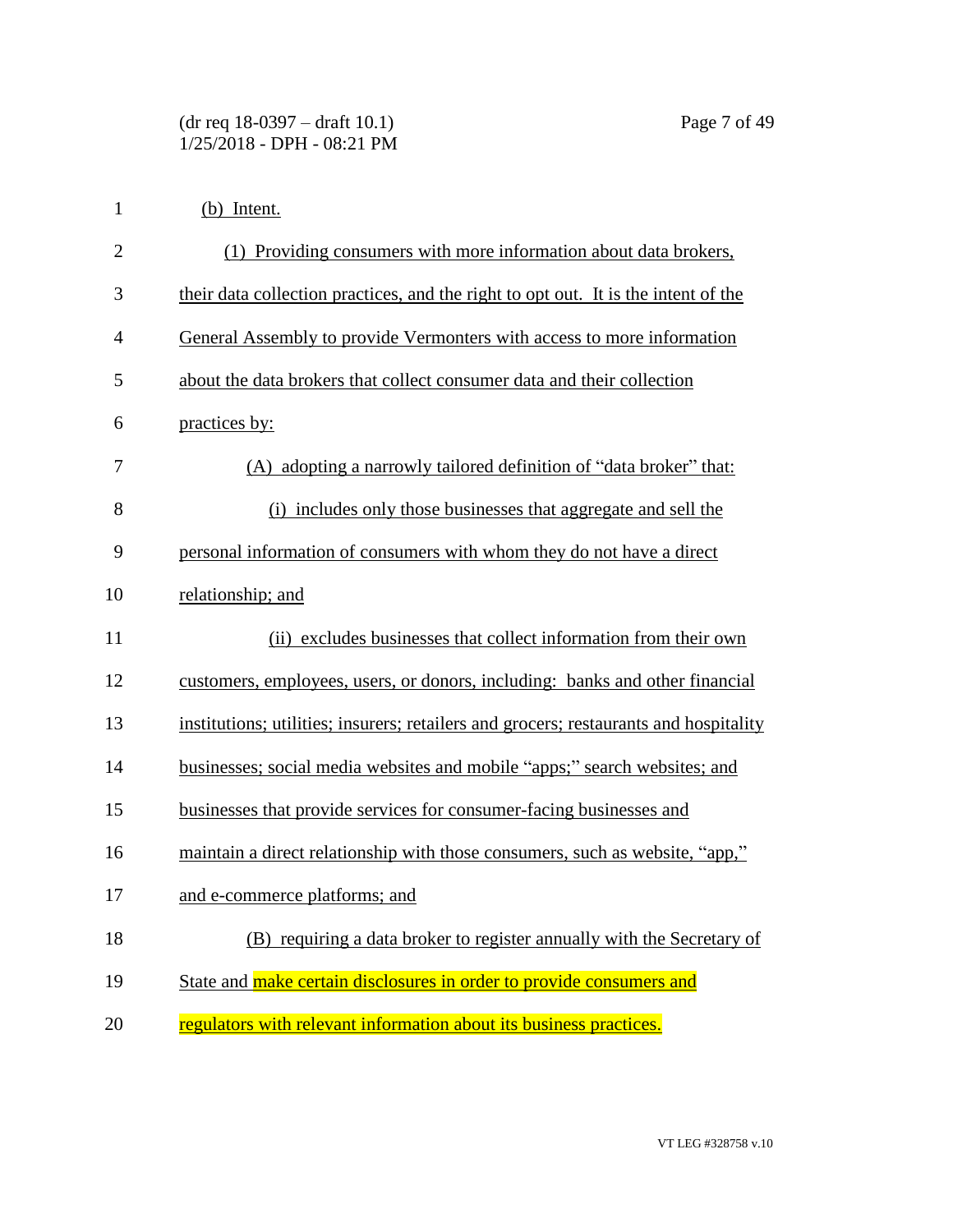(b) Intent.

(1) Providing consumers with more information about data brokers, their data collection practices, and the right to opt out. It is the intent of the General Assembly to provide Vermonters with access to more information about the data brokers that collect consumer data and their collection practices by:

(A) adopting a narrowly tailored definition of "data broker" that:

(i) includes only those businesses that aggregate and sell the personal information of consumers with whom they do not have a direct relationship; and

(ii) excludes businesses that collect information from their own customers, employees, users, or donors, including: banks and other financial institutions; utilities; insurers; retailers and grocers; restaurants and hospitality businesses; social media websites and mobile "apps;" search websites; and businesses that provide services for consumer-facing businesses and maintain a direct relationship with those consumers, such as website, "app," and e-commerce platforms; and

(B) requiring a data broker to register annually with the Secretary of State and make certain disclosures in order to provide consumers and regulators with relevant information about its business practices.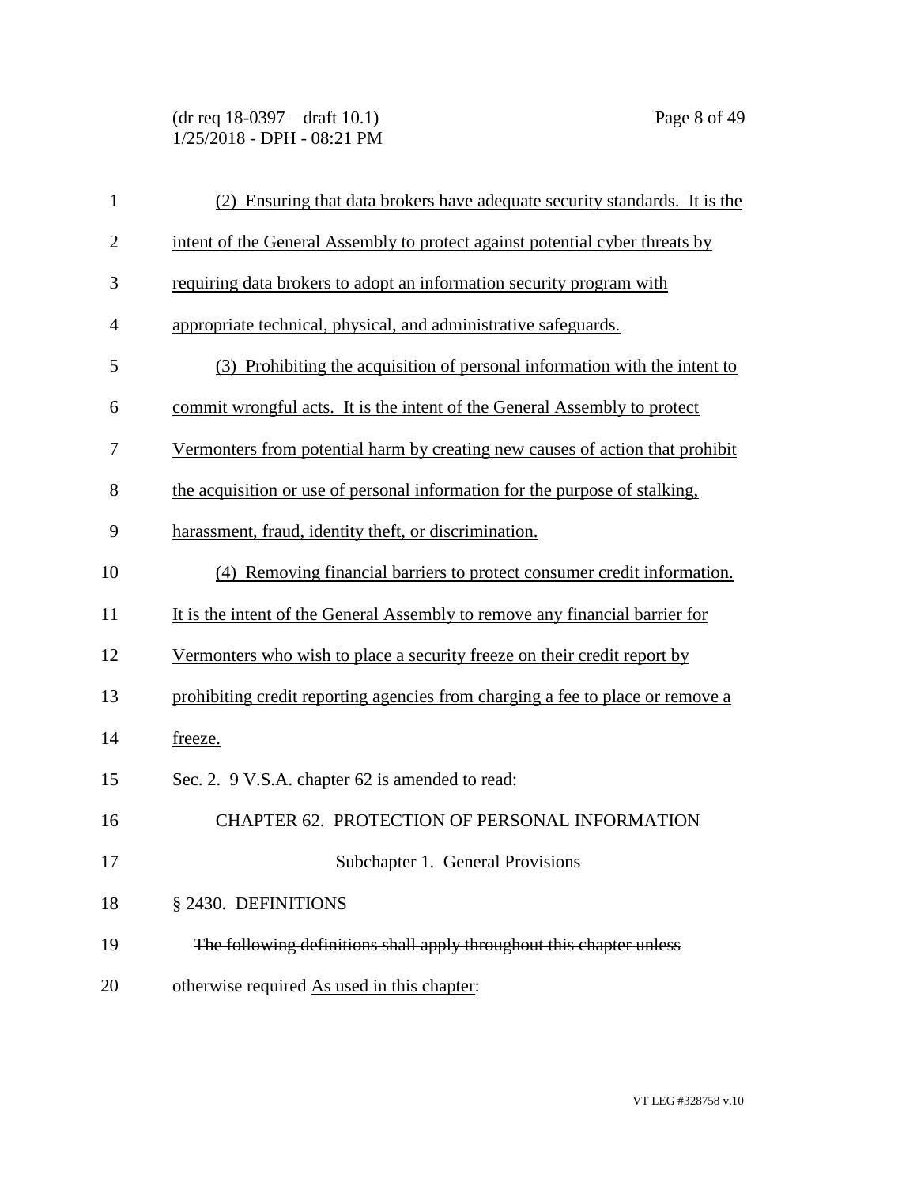(2) Ensuring that data brokers have adequate security standards. It is the intent of the General Assembly to protect against potential cyber threats by requiring data brokers to adopt an information security program with appropriate technical, physical, and administrative safeguards.

(3) Prohibiting the acquisition of personal information with the intent to commit wrongful acts. It is the intent of the General Assembly to protect Vermonters from potential harm by creating new causes of action that prohibit the acquisition or use of personal information for the purpose of stalking, harassment, fraud, identity theft, or discrimination.

(4) Removing financial barriers to protect consumer credit information. It is the intent of the General Assembly to remove any financial barrier for Vermonters who wish to place a security freeze on their credit report by prohibiting credit reporting agencies from charging a fee to place or remove a freeze.

Sec. 2. 9 V.S.A. chapter 62 is amended to read:

CHAPTER 62. PROTECTION OF PERSONAL INFORMATION

Subchapter 1. General Provisions

§ 2430. DEFINITIONS

~~The following definitions shall apply throughout this chapter unless otherwise required~~ As used in this chapter: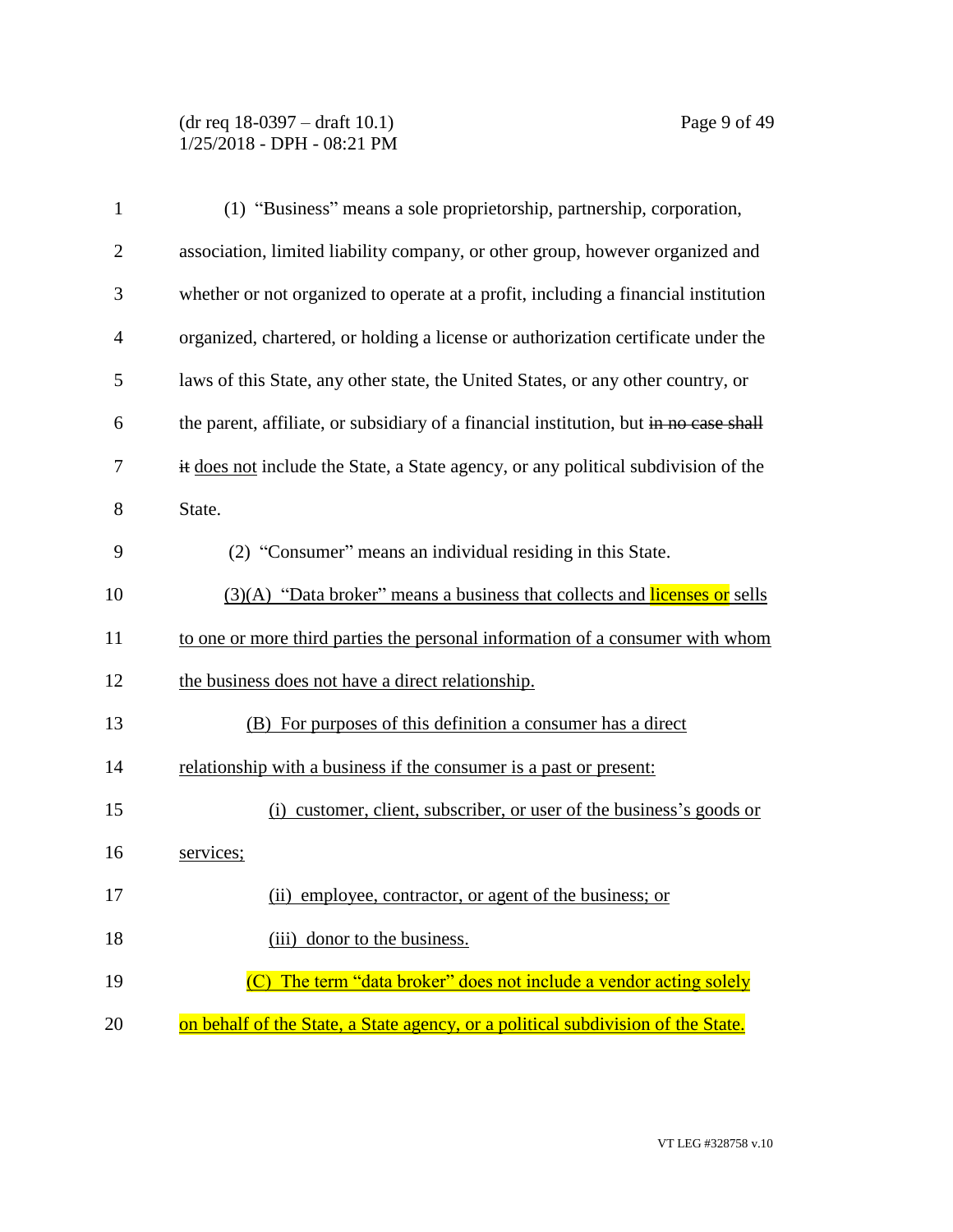(1) "Business" means a sole proprietorship, partnership, corporation, association, limited liability company, or other group, however organized and whether or not organized to operate at a profit, including a financial institution organized, chartered, or holding a license or authorization certificate under the laws of this State, any other state, the United States, or any other country, or the parent, affiliate, or subsidiary of a financial institution, but ~~in no case shall it~~ does not include the State, a State agency, or any political subdivision of the State.

(2) "Consumer" means an individual residing in this State.

(3)(A) "Data broker" means a business that collects and licenses or sells to one or more third parties the personal information of a consumer with whom the business does not have a direct relationship.

(B) For purposes of this definition a consumer has a direct relationship with a business if the consumer is a past or present:

(i) customer, client, subscriber, or user of the business's goods or services;

(ii) employee, contractor, or agent of the business; or

(iii) donor to the business.

(C) The term "data broker" does not include a vendor acting solely on behalf of the State, a State agency, or a political subdivision of the State.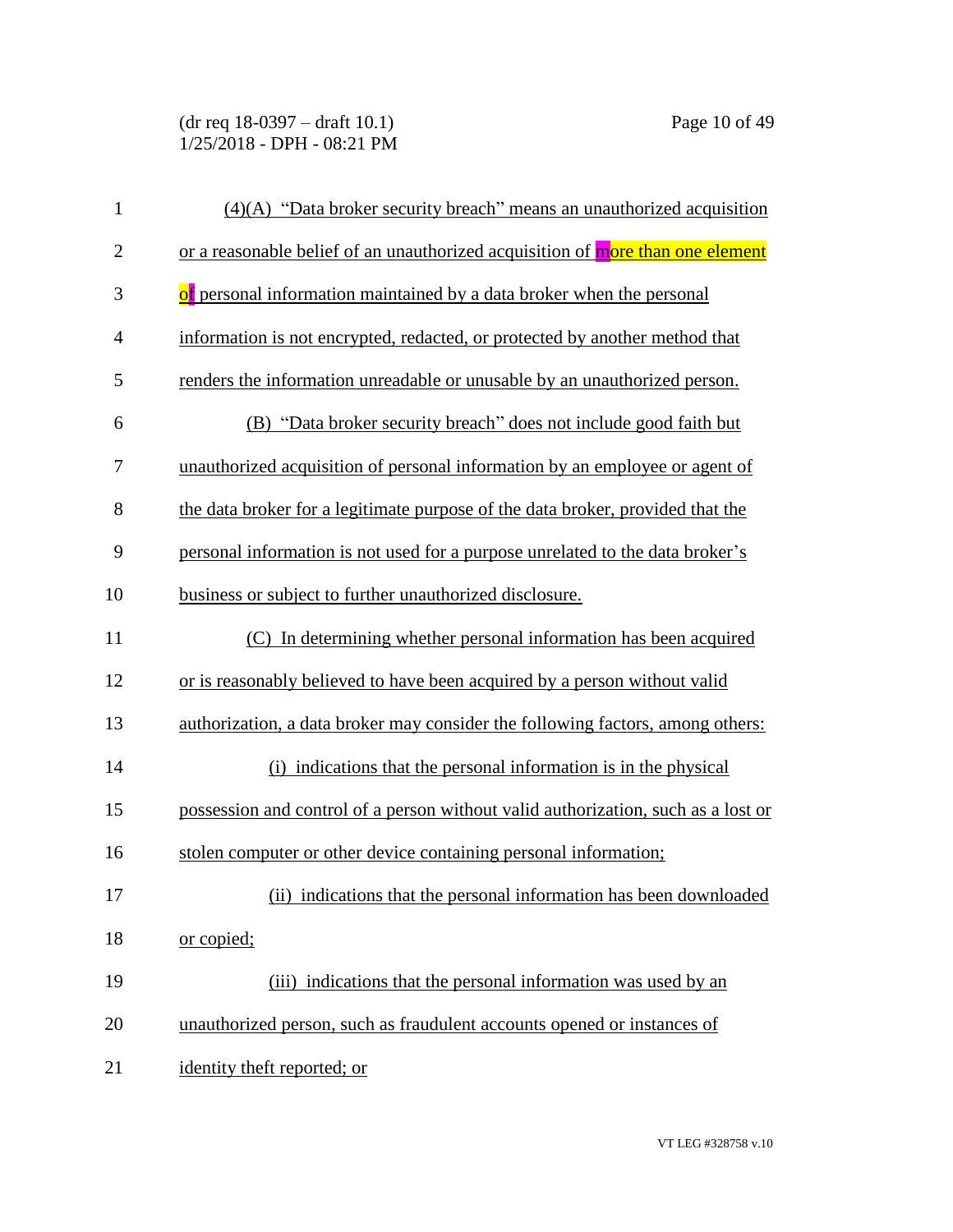(4)(A) "Data broker security breach" means an unauthorized acquisition or a reasonable belief of an unauthorized acquisition of more than one element of personal information maintained by a data broker when the personal information is not encrypted, redacted, or protected by another method that renders the information unreadable or unusable by an unauthorized person.

(B) "Data broker security breach" does not include good faith but unauthorized acquisition of personal information by an employee or agent of the data broker for a legitimate purpose of the data broker, provided that the personal information is not used for a purpose unrelated to the data broker's business or subject to further unauthorized disclosure.

(C) In determining whether personal information has been acquired or is reasonably believed to have been acquired by a person without valid authorization, a data broker may consider the following factors, among others:

(i) indications that the personal information is in the physical possession and control of a person without valid authorization, such as a lost or stolen computer or other device containing personal information;

(ii) indications that the personal information has been downloaded or copied;

(iii) indications that the personal information was used by an unauthorized person, such as fraudulent accounts opened or instances of identity theft reported; or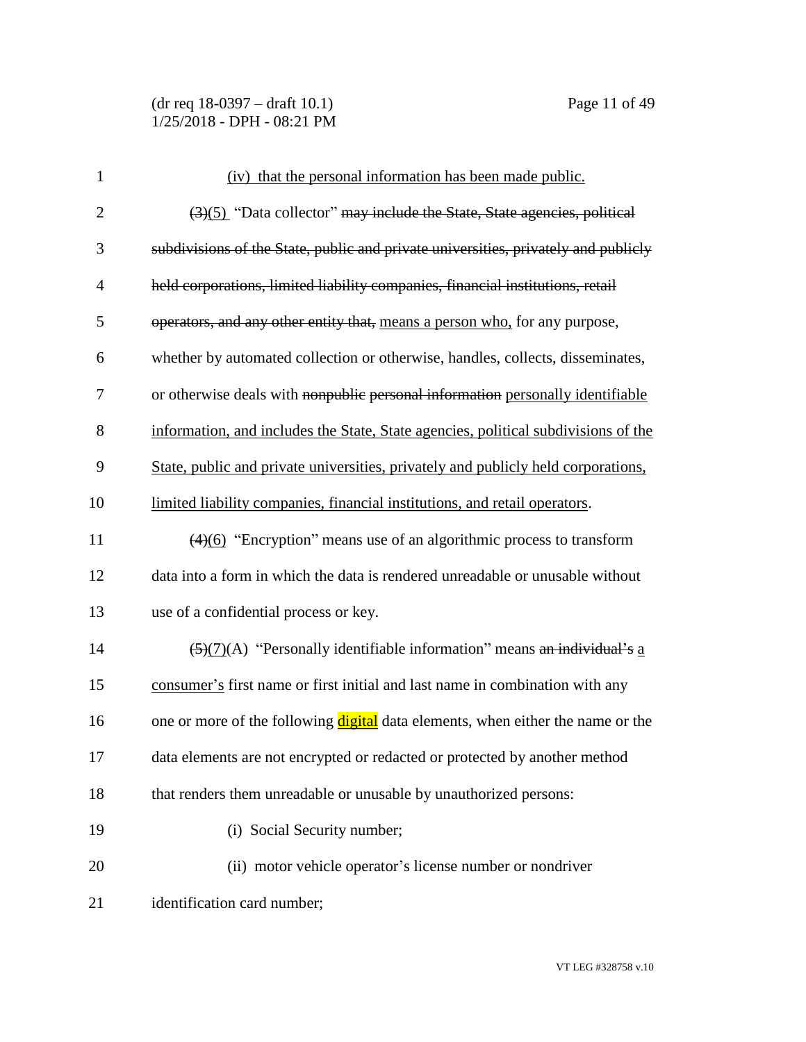(iv) that the personal information has been made public.

~~(3)~~(5) "Data collector" ~~may include the State, State agencies, political subdivisions of the State, public and private universities, privately and publicly held corporations, limited liability companies, financial institutions, retail operators, and any other entity that,~~ <u>means a person who,</u> for any purpose, whether by automated collection or otherwise, handles, collects, disseminates, or otherwise deals with ~~nonpublic personal information~~ <u>personally identifiable information, and includes the State, State agencies, political subdivisions of the State, public and private universities, privately and publicly held corporations, limited liability companies, financial institutions, and retail operators</u>.

~~(4)~~(6) "Encryption" means use of an algorithmic process to transform data into a form in which the data is rendered unreadable or unusable without use of a confidential process or key.

~~(5)~~(7)(A) "Personally identifiable information" means ~~an individual's~~ <u>a consumer's</u> first name or first initial and last name in combination with any one or more of the following digital data elements, when either the name or the data elements are not encrypted or redacted or protected by another method that renders them unreadable or unusable by unauthorized persons:

(i) Social Security number;

(ii) motor vehicle operator's license number or nondriver identification card number;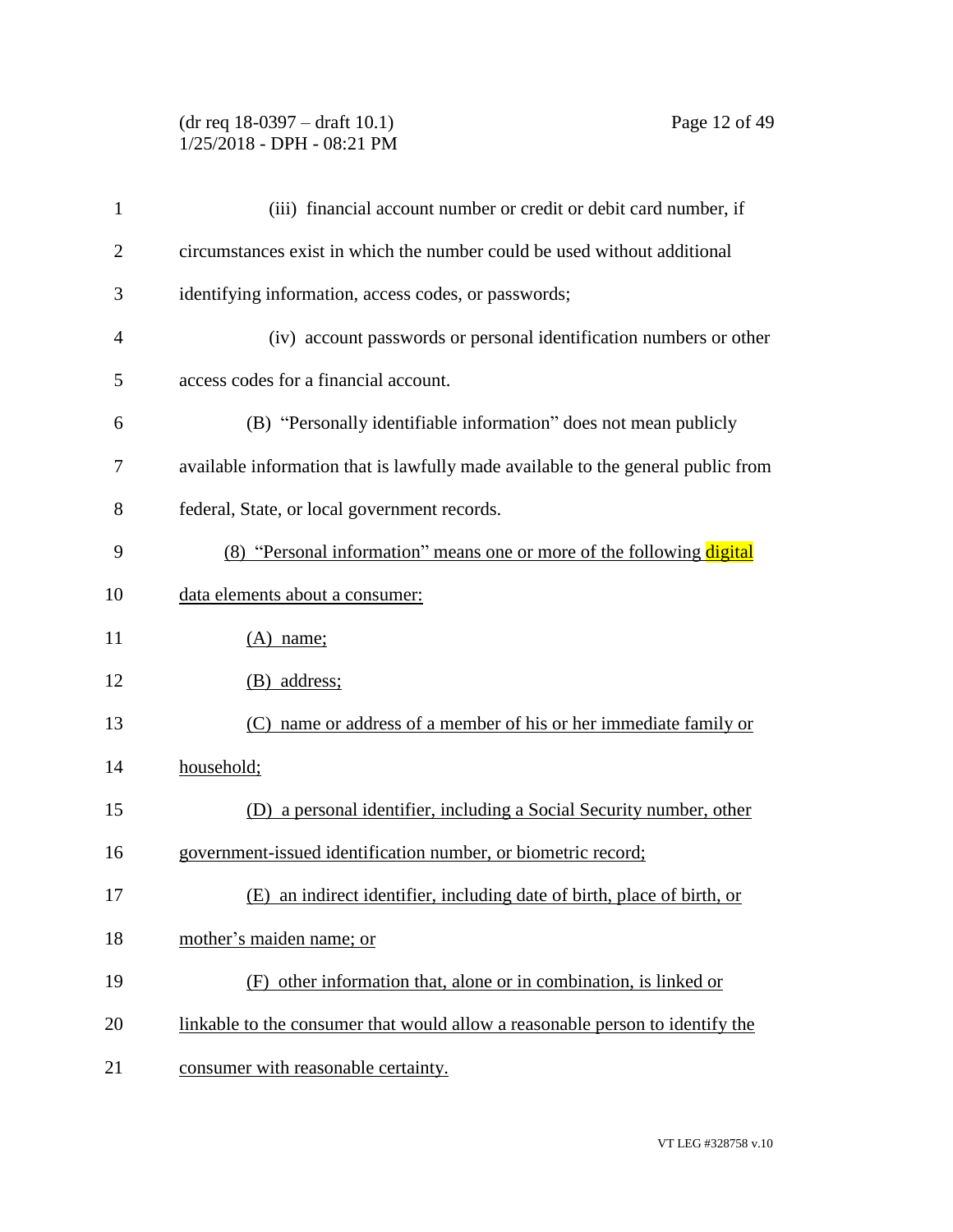(iii) financial account number or credit or debit card number, if circumstances exist in which the number could be used without additional identifying information, access codes, or passwords;

(iv) account passwords or personal identification numbers or other access codes for a financial account.

(B) "Personally identifiable information" does not mean publicly available information that is lawfully made available to the general public from federal, State, or local government records.

<u>(8) "Personal information" means one or more of the following digital data elements about a consumer:</u>

<u>(A) name;</u>

<u>(B) address;</u>

<u>(C) name or address of a member of his or her immediate family or household;</u>

<u>(D) a personal identifier, including a Social Security number, other government-issued identification number, or biometric record;</u>

<u>(E) an indirect identifier, including date of birth, place of birth, or mother's maiden name; or</u>

<u>(F) other information that, alone or in combination, is linked or linkable to the consumer that would allow a reasonable person to identify the consumer with reasonable certainty.</u>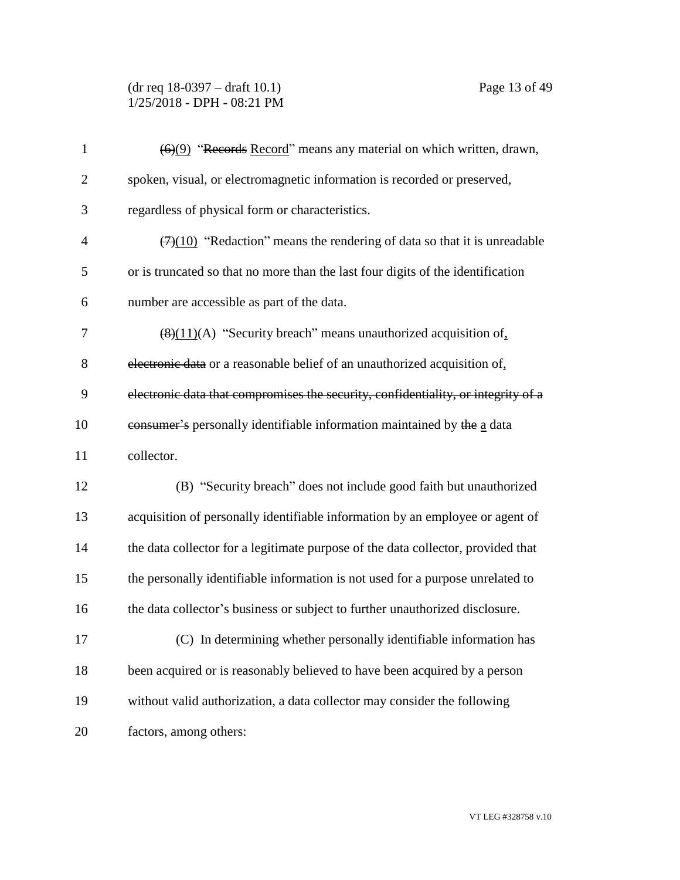~~(6)~~(9) "~~Records~~ Record" means any material on which written, drawn, spoken, visual, or electromagnetic information is recorded or preserved, regardless of physical form or characteristics.

~~(7)~~(10) "Redaction" means the rendering of data so that it is unreadable or is truncated so that no more than the last four digits of the identification number are accessible as part of the data.

~~(8)~~(11)(A) "Security breach" means unauthorized acquisition of, ~~electronic data~~ or a reasonable belief of an unauthorized acquisition of, ~~electronic data that compromises the security, confidentiality, or integrity of a consumer's~~ personally identifiable information maintained by ~~the~~ a data collector.

(B) "Security breach" does not include good faith but unauthorized acquisition of personally identifiable information by an employee or agent of the data collector for a legitimate purpose of the data collector, provided that the personally identifiable information is not used for a purpose unrelated to the data collector's business or subject to further unauthorized disclosure.

(C) In determining whether personally identifiable information has been acquired or is reasonably believed to have been acquired by a person without valid authorization, a data collector may consider the following factors, among others: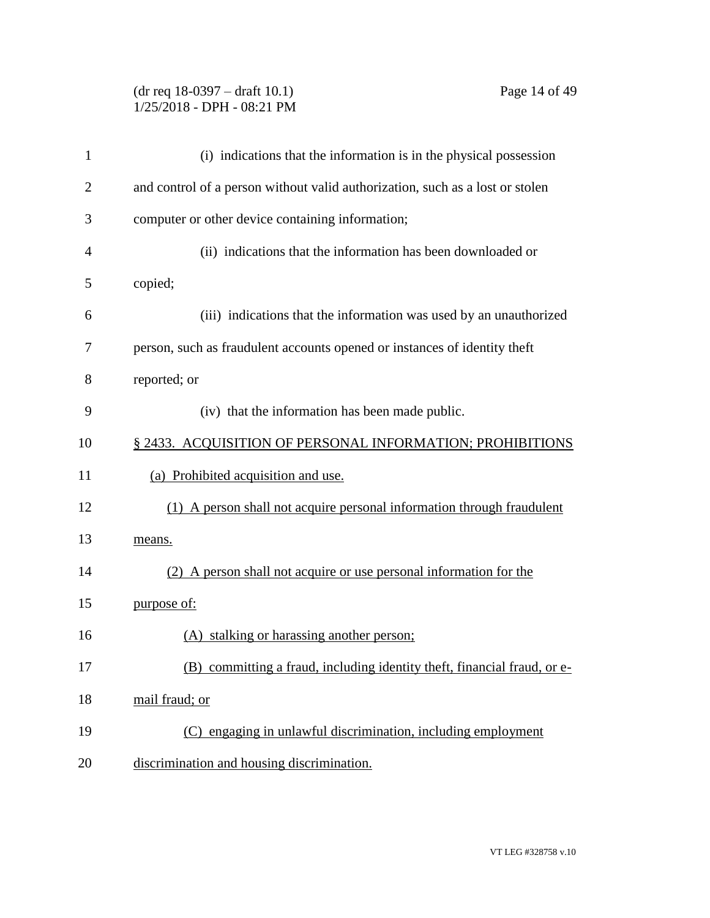(i) indications that the information is in the physical possession and control of a person without valid authorization, such as a lost or stolen computer or other device containing information;

(ii) indications that the information has been downloaded or copied;

(iii) indications that the information was used by an unauthorized person, such as fraudulent accounts opened or instances of identity theft reported; or

(iv) that the information has been made public.

§ 2433. ACQUISITION OF PERSONAL INFORMATION; PROHIBITIONS

(a) Prohibited acquisition and use.

(1) A person shall not acquire personal information through fraudulent means.

(2) A person shall not acquire or use personal information for the purpose of:

(A) stalking or harassing another person;

(B) committing a fraud, including identity theft, financial fraud, or e-mail fraud; or

(C) engaging in unlawful discrimination, including employment discrimination and housing discrimination.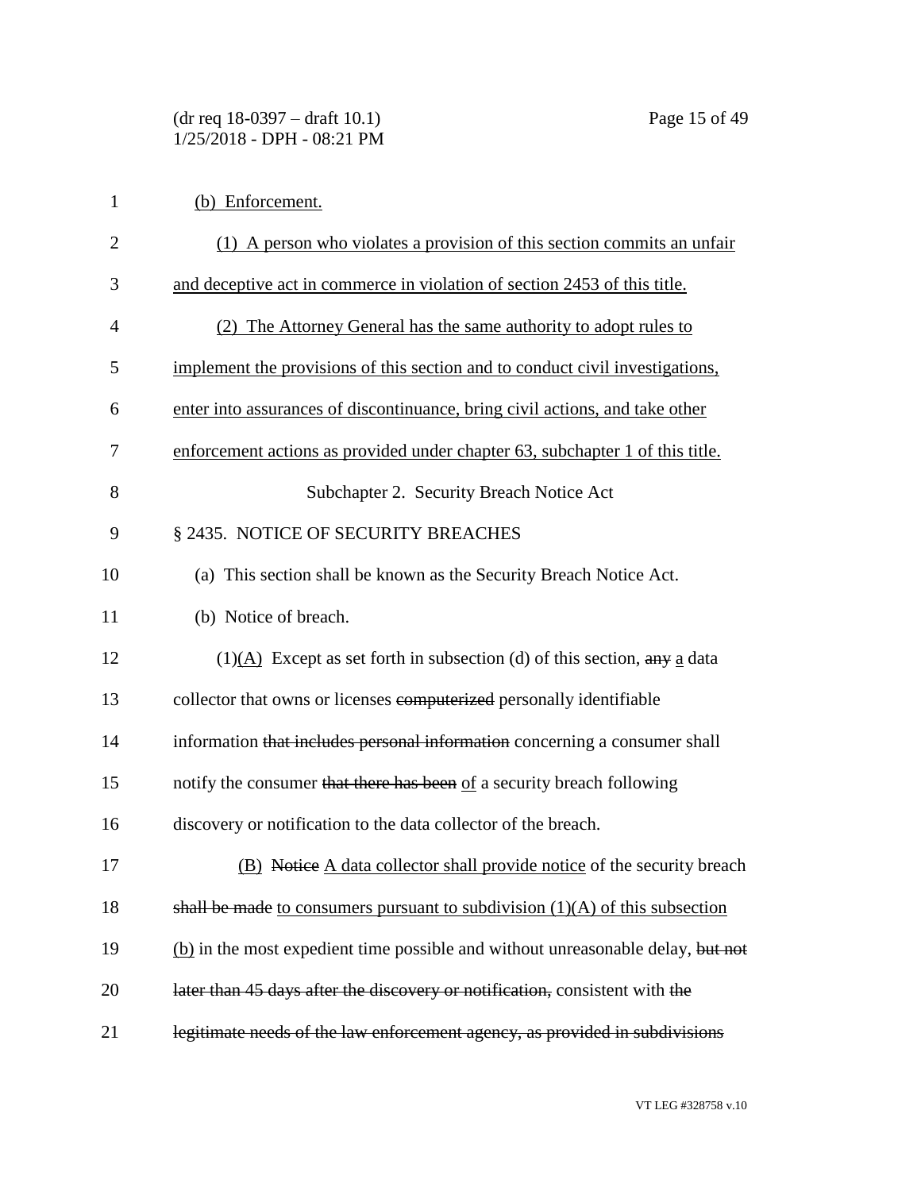<u>(b) Enforcement.</u>

<u>(1) A person who violates a provision of this section commits an unfair and deceptive act in commerce in violation of section 2453 of this title.</u>

<u>(2) The Attorney General has the same authority to adopt rules to implement the provisions of this section and to conduct civil investigations, enter into assurances of discontinuance, bring civil actions, and take other enforcement actions as provided under chapter 63, subchapter 1 of this title.</u>

Subchapter 2. Security Breach Notice Act

§ 2435. NOTICE OF SECURITY BREACHES

(a) This section shall be known as the Security Breach Notice Act.

(b) Notice of breach.

(1)<u>(A)</u> Except as set forth in subsection (d) of this section, ~~any~~ <u>a</u> data collector that owns or licenses ~~computerized~~ personally identifiable information ~~that includes personal information~~ concerning a consumer shall notify the consumer ~~that there has been~~ <u>of</u> a security breach following discovery or notification to the data collector of the breach.

<u>(B)</u> ~~Notice~~ <u>A data collector shall provide notice</u> of the security breach ~~shall be made~~ <u>to consumers pursuant to subdivision (1)(A) of this subsection (b)</u> in the most expedient time possible and without unreasonable delay, ~~but not later than 45 days after the discovery or notification,~~ consistent with ~~the legitimate needs of the law enforcement agency, as provided in subdivisions~~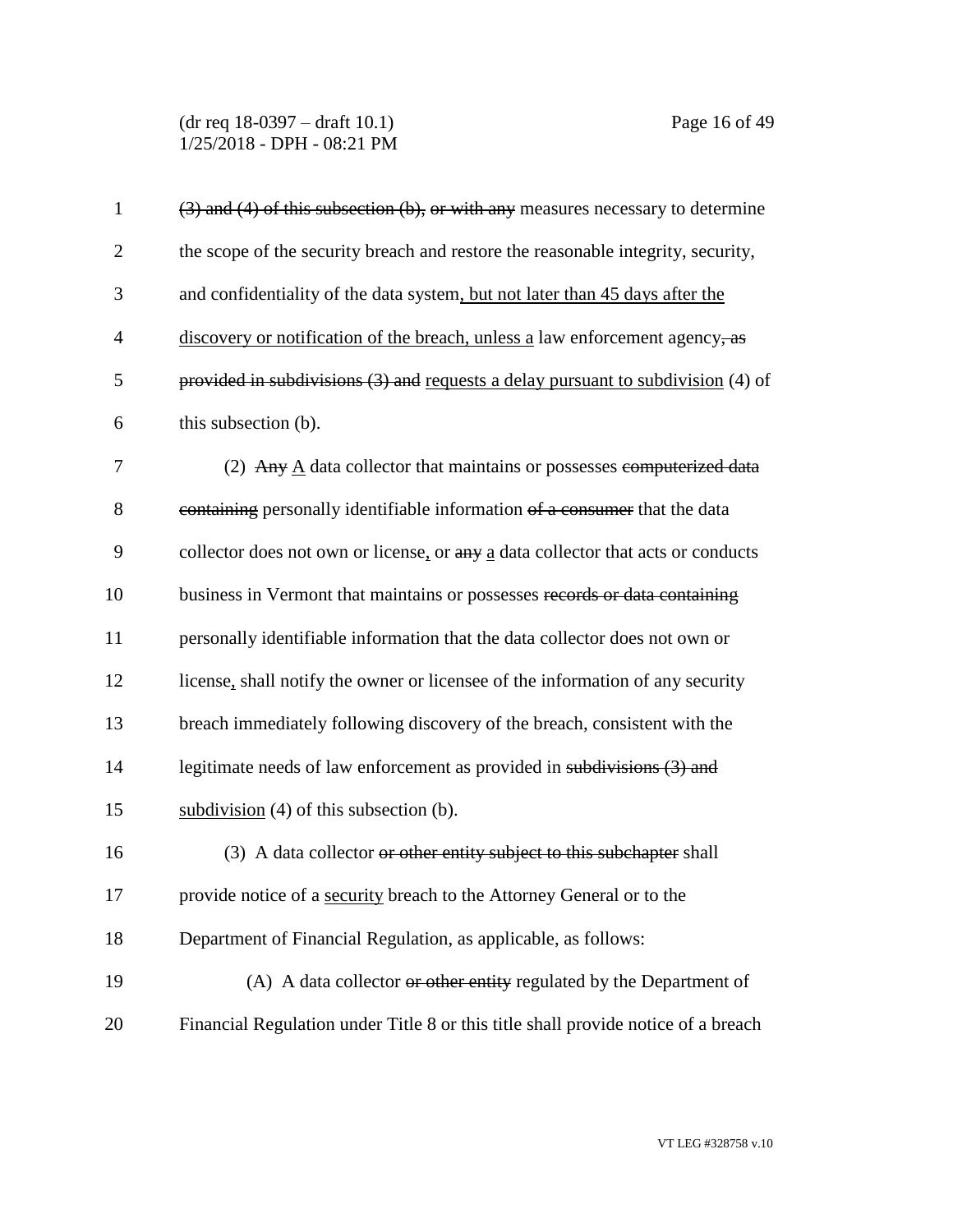(3) and (4) of this subsection (b), or with any measures necessary to determine the scope of the security breach and restore the reasonable integrity, security, and confidentiality of the data system, but not later than 45 days after the discovery or notification of the breach, unless a law enforcement agency, as provided in subdivisions (3) and requests a delay pursuant to subdivision (4) of this subsection (b).

(2) Any A data collector that maintains or possesses computerized data containing personally identifiable information of a consumer that the data collector does not own or license, or any a data collector that acts or conducts business in Vermont that maintains or possesses records or data containing personally identifiable information that the data collector does not own or license, shall notify the owner or licensee of the information of any security breach immediately following discovery of the breach, consistent with the legitimate needs of law enforcement as provided in subdivisions (3) and subdivision (4) of this subsection (b).

(3) A data collector or other entity subject to this subchapter shall provide notice of a security breach to the Attorney General or to the Department of Financial Regulation, as applicable, as follows:

(A) A data collector or other entity regulated by the Department of Financial Regulation under Title 8 or this title shall provide notice of a breach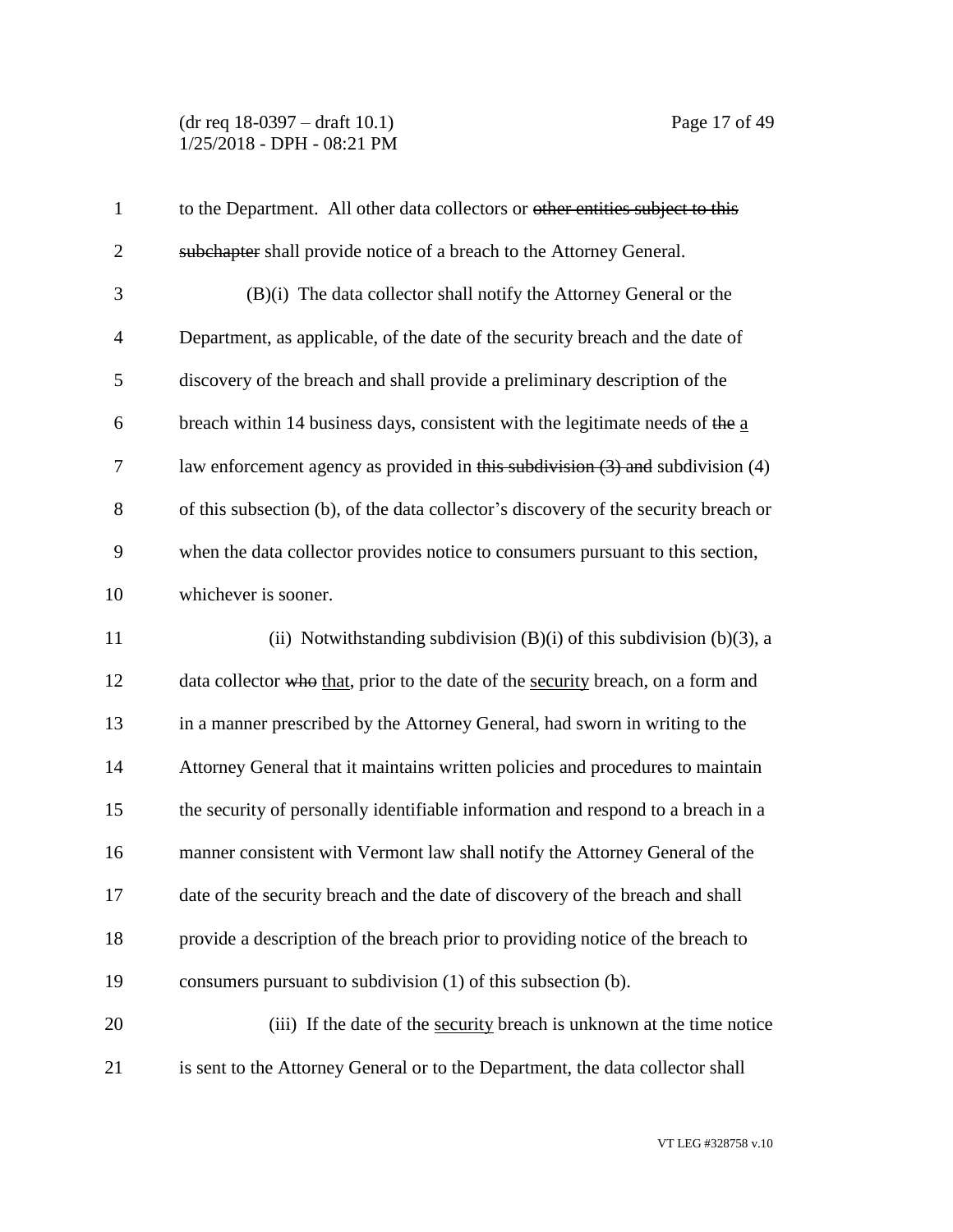to the Department. All other data collectors or ~~other entities subject to this subchapter~~ shall provide notice of a breach to the Attorney General.

(B)(i) The data collector shall notify the Attorney General or the Department, as applicable, of the date of the security breach and the date of discovery of the breach and shall provide a preliminary description of the breach within 14 business days, consistent with the legitimate needs of ~~the~~ <u>a</u> law enforcement agency as provided in ~~this subdivision (3) and~~ subdivision (4) of this subsection (b), of the data collector's discovery of the security breach or when the data collector provides notice to consumers pursuant to this section, whichever is sooner.

(ii) Notwithstanding subdivision (B)(i) of this subdivision (b)(3), a data collector ~~who~~ <u>that</u>, prior to the date of the <u>security</u> breach, on a form and in a manner prescribed by the Attorney General, had sworn in writing to the Attorney General that it maintains written policies and procedures to maintain the security of personally identifiable information and respond to a breach in a manner consistent with Vermont law shall notify the Attorney General of the date of the security breach and the date of discovery of the breach and shall provide a description of the breach prior to providing notice of the breach to consumers pursuant to subdivision (1) of this subsection (b).

(iii) If the date of the <u>security</u> breach is unknown at the time notice is sent to the Attorney General or to the Department, the data collector shall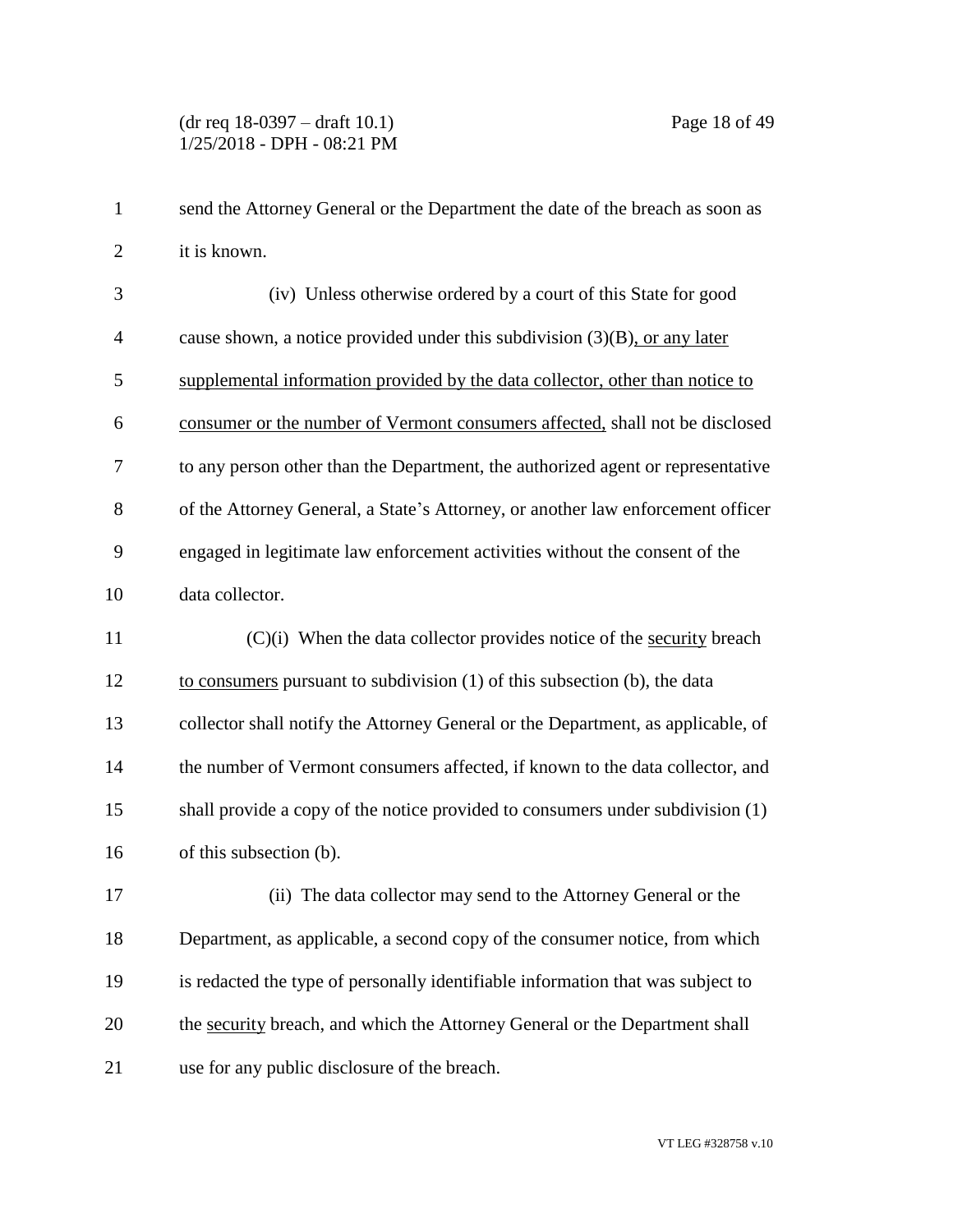send the Attorney General or the Department the date of the breach as soon as it is known.

(iv) Unless otherwise ordered by a court of this State for good cause shown, a notice provided under this subdivision (3)(B), or any later supplemental information provided by the data collector, other than notice to consumer or the number of Vermont consumers affected, shall not be disclosed to any person other than the Department, the authorized agent or representative of the Attorney General, a State's Attorney, or another law enforcement officer engaged in legitimate law enforcement activities without the consent of the data collector.

(C)(i) When the data collector provides notice of the security breach to consumers pursuant to subdivision (1) of this subsection (b), the data collector shall notify the Attorney General or the Department, as applicable, of the number of Vermont consumers affected, if known to the data collector, and shall provide a copy of the notice provided to consumers under subdivision (1) of this subsection (b).

(ii) The data collector may send to the Attorney General or the Department, as applicable, a second copy of the consumer notice, from which is redacted the type of personally identifiable information that was subject to the security breach, and which the Attorney General or the Department shall use for any public disclosure of the breach.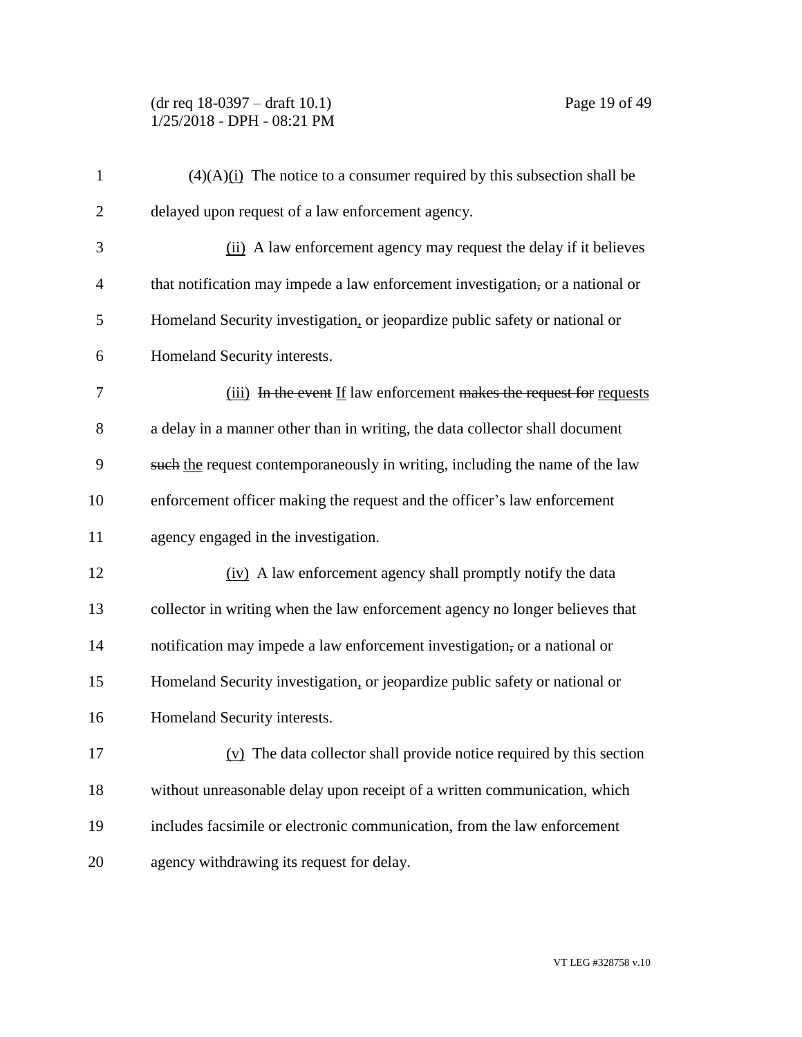(4)(A)(i) The notice to a consumer required by this subsection shall be delayed upon request of a law enforcement agency.

(ii) A law enforcement agency may request the delay if it believes that notification may impede a law enforcement investigation, or a national or Homeland Security investigation, or jeopardize public safety or national or Homeland Security interests.

(iii) ~~In the event~~ If law enforcement ~~makes the request for~~ requests a delay in a manner other than in writing, the data collector shall document ~~such~~ the request contemporaneously in writing, including the name of the law enforcement officer making the request and the officer's law enforcement agency engaged in the investigation.

(iv) A law enforcement agency shall promptly notify the data collector in writing when the law enforcement agency no longer believes that notification may impede a law enforcement investigation, or a national or Homeland Security investigation, or jeopardize public safety or national or Homeland Security interests.

(v) The data collector shall provide notice required by this section without unreasonable delay upon receipt of a written communication, which includes facsimile or electronic communication, from the law enforcement agency withdrawing its request for delay.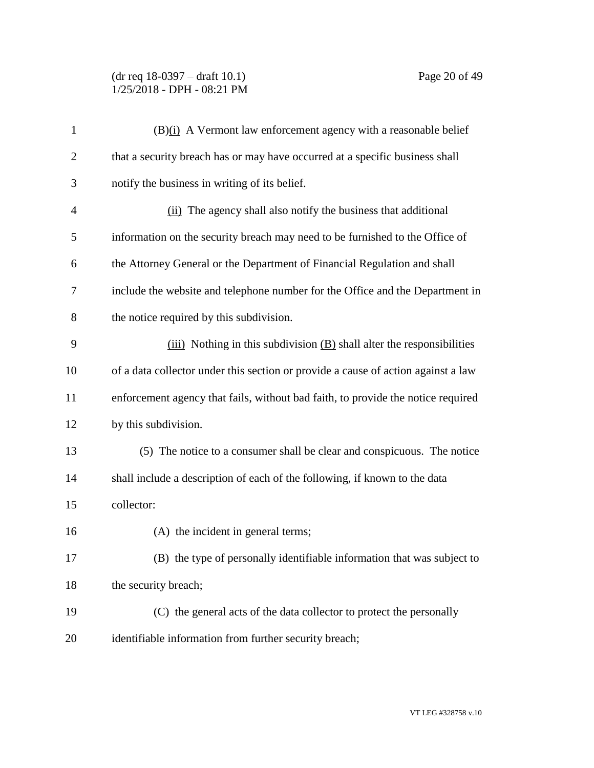(B)(i) A Vermont law enforcement agency with a reasonable belief that a security breach has or may have occurred at a specific business shall notify the business in writing of its belief.

(ii) The agency shall also notify the business that additional information on the security breach may need to be furnished to the Office of the Attorney General or the Department of Financial Regulation and shall include the website and telephone number for the Office and the Department in the notice required by this subdivision.

(iii) Nothing in this subdivision (B) shall alter the responsibilities of a data collector under this section or provide a cause of action against a law enforcement agency that fails, without bad faith, to provide the notice required by this subdivision.

(5) The notice to a consumer shall be clear and conspicuous. The notice shall include a description of each of the following, if known to the data collector:

(A) the incident in general terms;

(B) the type of personally identifiable information that was subject to the security breach;

(C) the general acts of the data collector to protect the personally identifiable information from further security breach;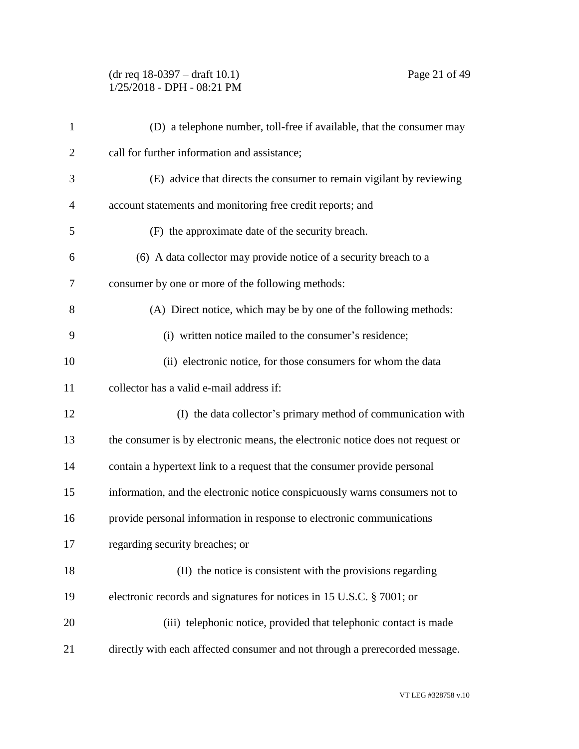(D) a telephone number, toll-free if available, that the consumer may call for further information and assistance;

(E) advice that directs the consumer to remain vigilant by reviewing account statements and monitoring free credit reports; and

(F) the approximate date of the security breach.

(6) A data collector may provide notice of a security breach to a consumer by one or more of the following methods:

(A) Direct notice, which may be by one of the following methods:

(i) written notice mailed to the consumer's residence;

(ii) electronic notice, for those consumers for whom the data collector has a valid e-mail address if:

(I) the data collector's primary method of communication with the consumer is by electronic means, the electronic notice does not request or contain a hypertext link to a request that the consumer provide personal information, and the electronic notice conspicuously warns consumers not to provide personal information in response to electronic communications regarding security breaches; or

(II) the notice is consistent with the provisions regarding electronic records and signatures for notices in 15 U.S.C. § 7001; or

(iii) telephonic notice, provided that telephonic contact is made directly with each affected consumer and not through a prerecorded message.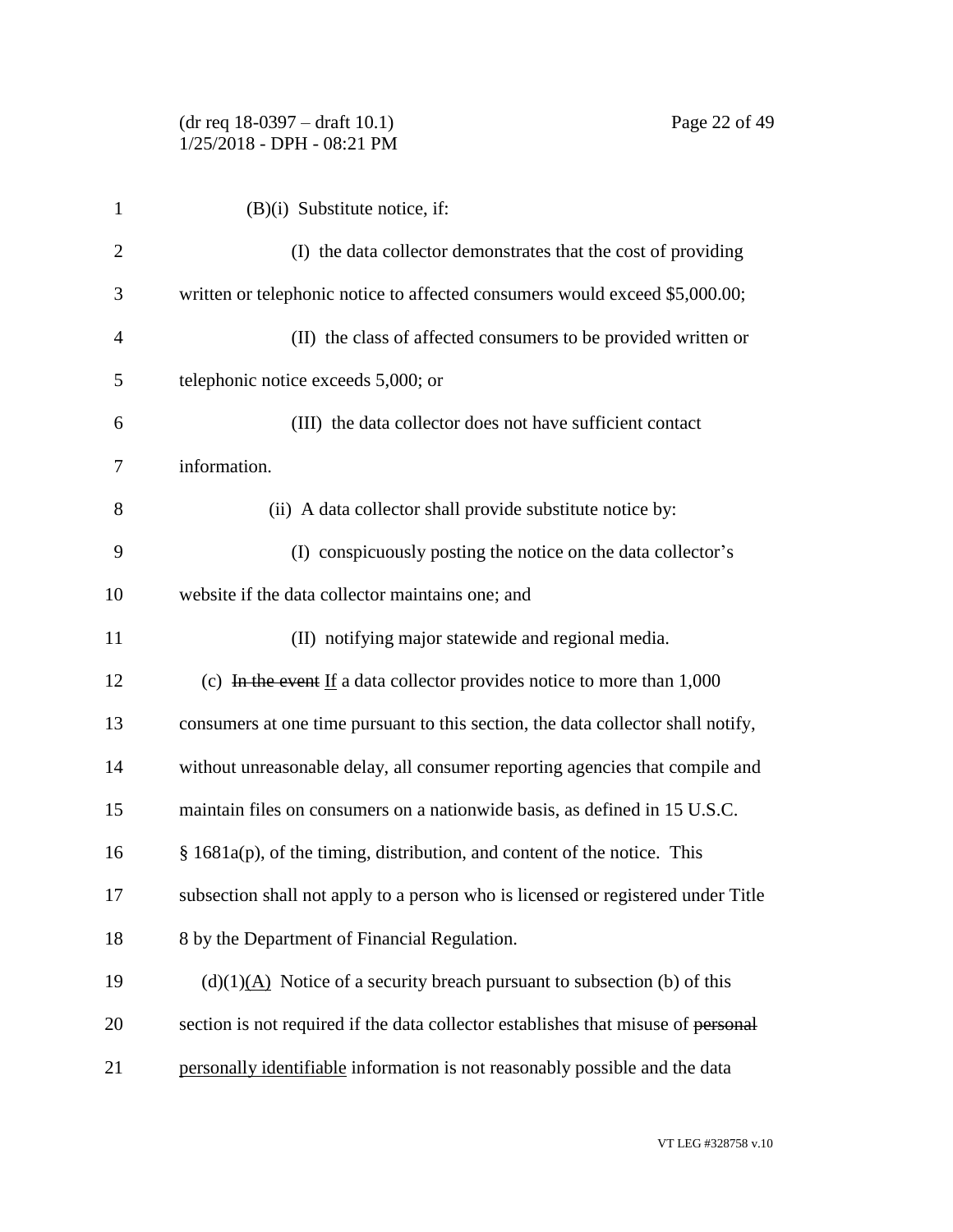(B)(i) Substitute notice, if:

(I) the data collector demonstrates that the cost of providing written or telephonic notice to affected consumers would exceed $5,000.00;

(II) the class of affected consumers to be provided written or telephonic notice exceeds 5,000; or

(III) the data collector does not have sufficient contact information.

(ii) A data collector shall provide substitute notice by:

(I) conspicuously posting the notice on the data collector's website if the data collector maintains one; and

(II) notifying major statewide and regional media.

(c) ~~In the event~~ <u>If</u> a data collector provides notice to more than 1,000 consumers at one time pursuant to this section, the data collector shall notify, without unreasonable delay, all consumer reporting agencies that compile and maintain files on consumers on a nationwide basis, as defined in 15 U.S.C. § 1681a(p), of the timing, distribution, and content of the notice. This subsection shall not apply to a person who is licensed or registered under Title 8 by the Department of Financial Regulation.

(d)(1)<u>(A)</u> Notice of a security breach pursuant to subsection (b) of this section is not required if the data collector establishes that misuse of ~~personal~~ <u>personally identifiable</u> information is not reasonably possible and the data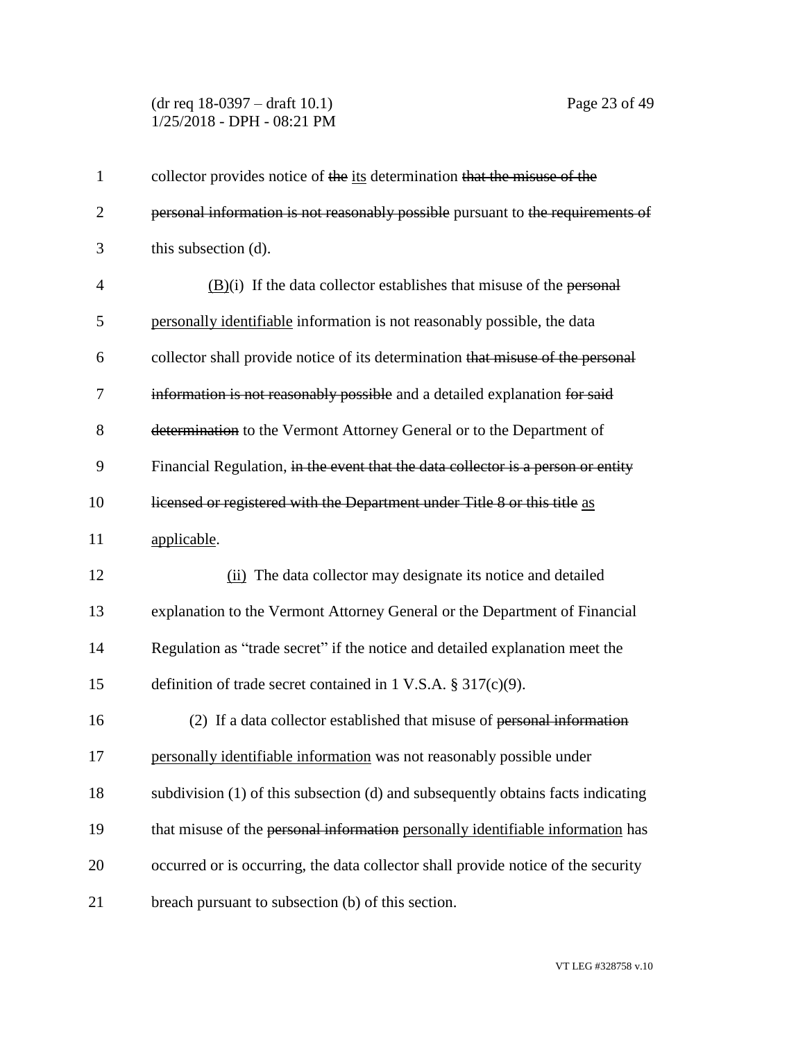collector provides notice of ~~the~~ its determination ~~that the misuse of the personal information is not reasonably possible~~ pursuant to ~~the requirements of~~ this subsection (d).

(B)(i) If the data collector establishes that misuse of the ~~personal~~ personally identifiable information is not reasonably possible, the data collector shall provide notice of its determination ~~that misuse of the personal information is not reasonably possible~~ and a detailed explanation ~~for said determination~~ to the Vermont Attorney General or to the Department of Financial Regulation, ~~in the event that the data collector is a person or entity licensed or registered with the Department under Title 8 or this title~~ as applicable.

(ii) The data collector may designate its notice and detailed explanation to the Vermont Attorney General or the Department of Financial Regulation as "trade secret" if the notice and detailed explanation meet the definition of trade secret contained in 1 V.S.A. § 317(c)(9).

(2) If a data collector established that misuse of ~~personal information~~ personally identifiable information was not reasonably possible under subdivision (1) of this subsection (d) and subsequently obtains facts indicating that misuse of the ~~personal information~~ personally identifiable information has occurred or is occurring, the data collector shall provide notice of the security breach pursuant to subsection (b) of this section.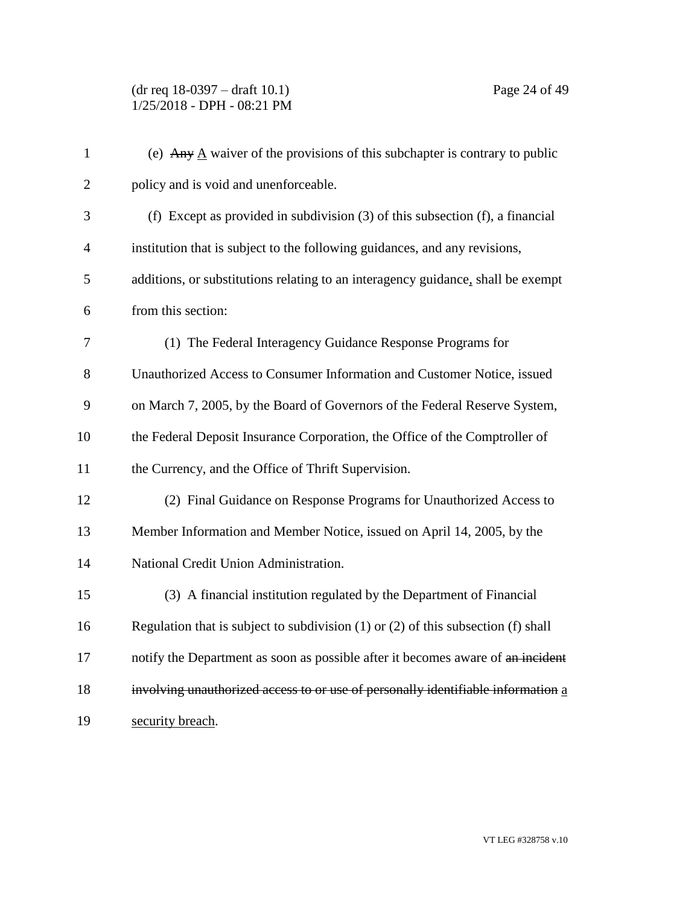(e) ~~Any~~ A waiver of the provisions of this subchapter is contrary to public policy and is void and unenforceable.

(f) Except as provided in subdivision (3) of this subsection (f), a financial institution that is subject to the following guidances, and any revisions, additions, or substitutions relating to an interagency guidance, shall be exempt from this section:

(1) The Federal Interagency Guidance Response Programs for Unauthorized Access to Consumer Information and Customer Notice, issued on March 7, 2005, by the Board of Governors of the Federal Reserve System, the Federal Deposit Insurance Corporation, the Office of the Comptroller of the Currency, and the Office of Thrift Supervision.

(2) Final Guidance on Response Programs for Unauthorized Access to Member Information and Member Notice, issued on April 14, 2005, by the National Credit Union Administration.

(3) A financial institution regulated by the Department of Financial Regulation that is subject to subdivision (1) or (2) of this subsection (f) shall notify the Department as soon as possible after it becomes aware of ~~an incident involving unauthorized access to or use of personally identifiable information~~ a security breach.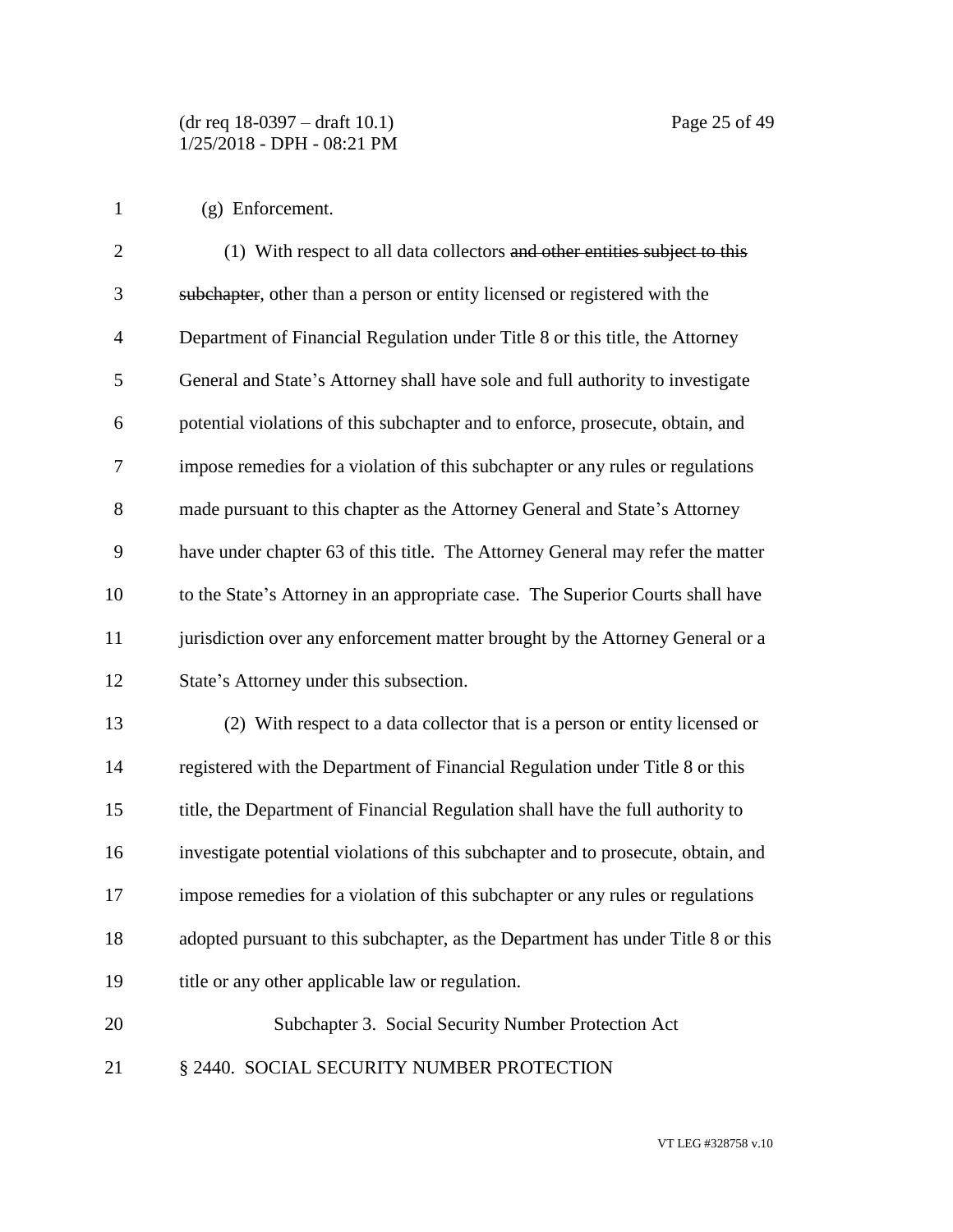(g) Enforcement.

(1) With respect to all data collectors ~~and other entities subject to this subchapter~~, other than a person or entity licensed or registered with the Department of Financial Regulation under Title 8 or this title, the Attorney General and State's Attorney shall have sole and full authority to investigate potential violations of this subchapter and to enforce, prosecute, obtain, and impose remedies for a violation of this subchapter or any rules or regulations made pursuant to this chapter as the Attorney General and State's Attorney have under chapter 63 of this title. The Attorney General may refer the matter to the State's Attorney in an appropriate case. The Superior Courts shall have jurisdiction over any enforcement matter brought by the Attorney General or a State's Attorney under this subsection.

(2) With respect to a data collector that is a person or entity licensed or registered with the Department of Financial Regulation under Title 8 or this title, the Department of Financial Regulation shall have the full authority to investigate potential violations of this subchapter and to prosecute, obtain, and impose remedies for a violation of this subchapter or any rules or regulations adopted pursuant to this subchapter, as the Department has under Title 8 or this title or any other applicable law or regulation.

## Subchapter 3. Social Security Number Protection Act

### § 2440. SOCIAL SECURITY NUMBER PROTECTION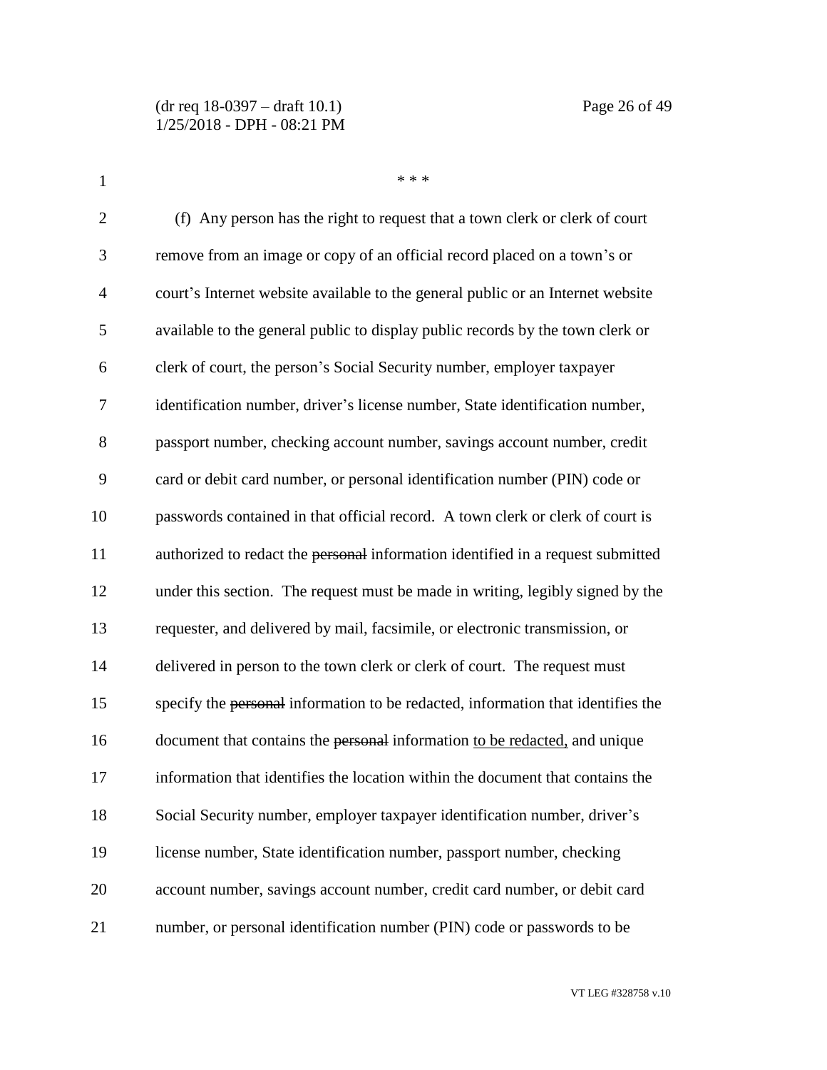\* \* \*

(f) Any person has the right to request that a town clerk or clerk of court remove from an image or copy of an official record placed on a town's or court's Internet website available to the general public or an Internet website available to the general public to display public records by the town clerk or clerk of court, the person's Social Security number, employer taxpayer identification number, driver's license number, State identification number, passport number, checking account number, savings account number, credit card or debit card number, or personal identification number (PIN) code or passwords contained in that official record. A town clerk or clerk of court is authorized to redact the ~~personal~~ information identified in a request submitted under this section. The request must be made in writing, legibly signed by the requester, and delivered by mail, facsimile, or electronic transmission, or delivered in person to the town clerk or clerk of court. The request must specify the ~~personal~~ information to be redacted, information that identifies the document that contains the ~~personal~~ information <u>to be redacted,</u> and unique information that identifies the location within the document that contains the Social Security number, employer taxpayer identification number, driver's license number, State identification number, passport number, checking account number, savings account number, credit card number, or debit card number, or personal identification number (PIN) code or passwords to be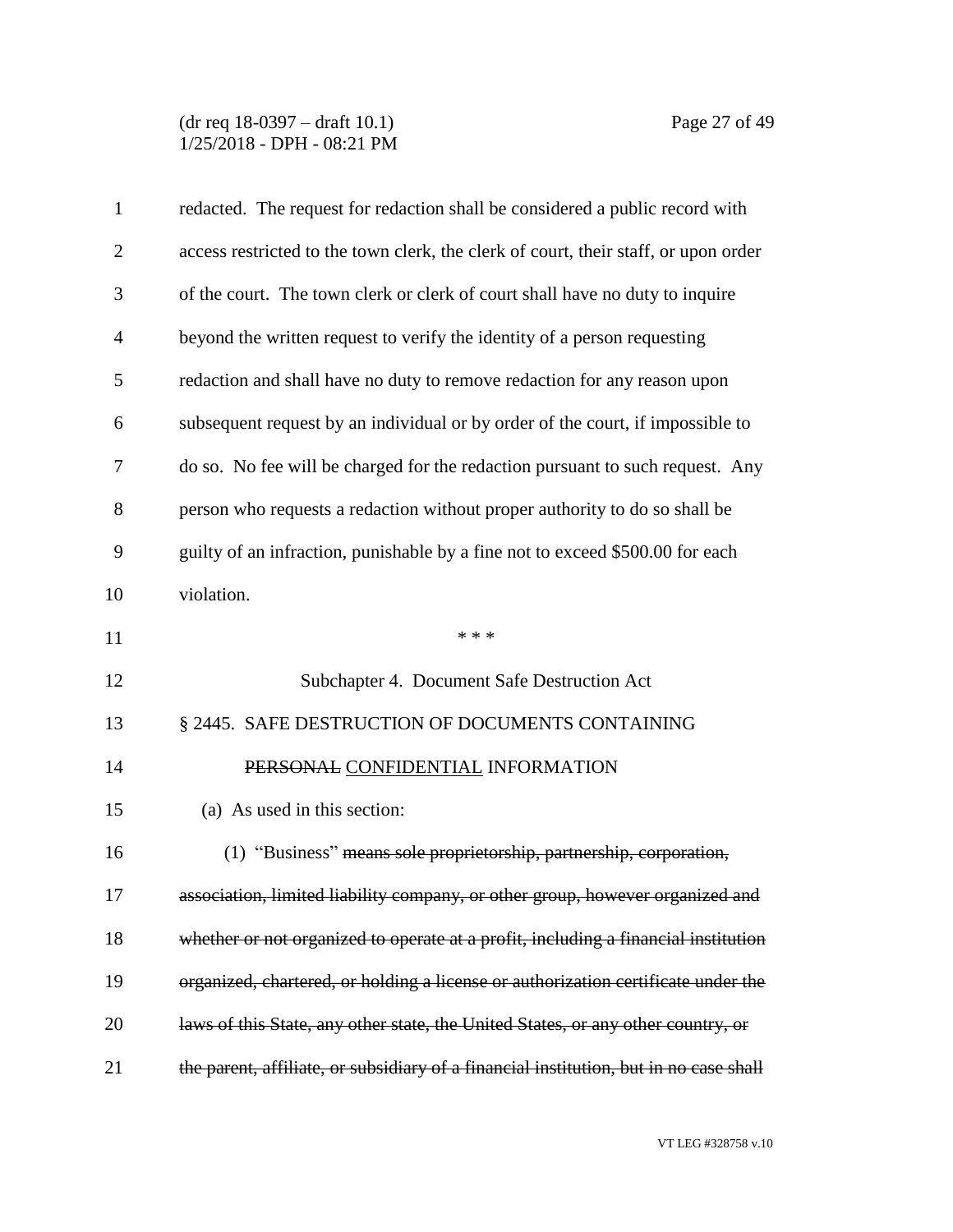redacted. The request for redaction shall be considered a public record with access restricted to the town clerk, the clerk of court, their staff, or upon order of the court. The town clerk or clerk of court shall have no duty to inquire beyond the written request to verify the identity of a person requesting redaction and shall have no duty to remove redaction for any reason upon subsequent request by an individual or by order of the court, if impossible to do so. No fee will be charged for the redaction pursuant to such request. Any person who requests a redaction without proper authority to do so shall be guilty of an infraction, punishable by a fine not to exceed $500.00 for each violation.

\* \* \*

Subchapter 4. Document Safe Destruction Act

§ 2445. SAFE DESTRUCTION OF DOCUMENTS CONTAINING ~~PERSONAL~~ CONFIDENTIAL INFORMATION

(a) As used in this section:

(1) "Business" ~~means sole proprietorship, partnership, corporation, association, limited liability company, or other group, however organized and whether or not organized to operate at a profit, including a financial institution organized, chartered, or holding a license or authorization certificate under the laws of this State, any other state, the United States, or any other country, or the parent, affiliate, or subsidiary of a financial institution, but in no case shall~~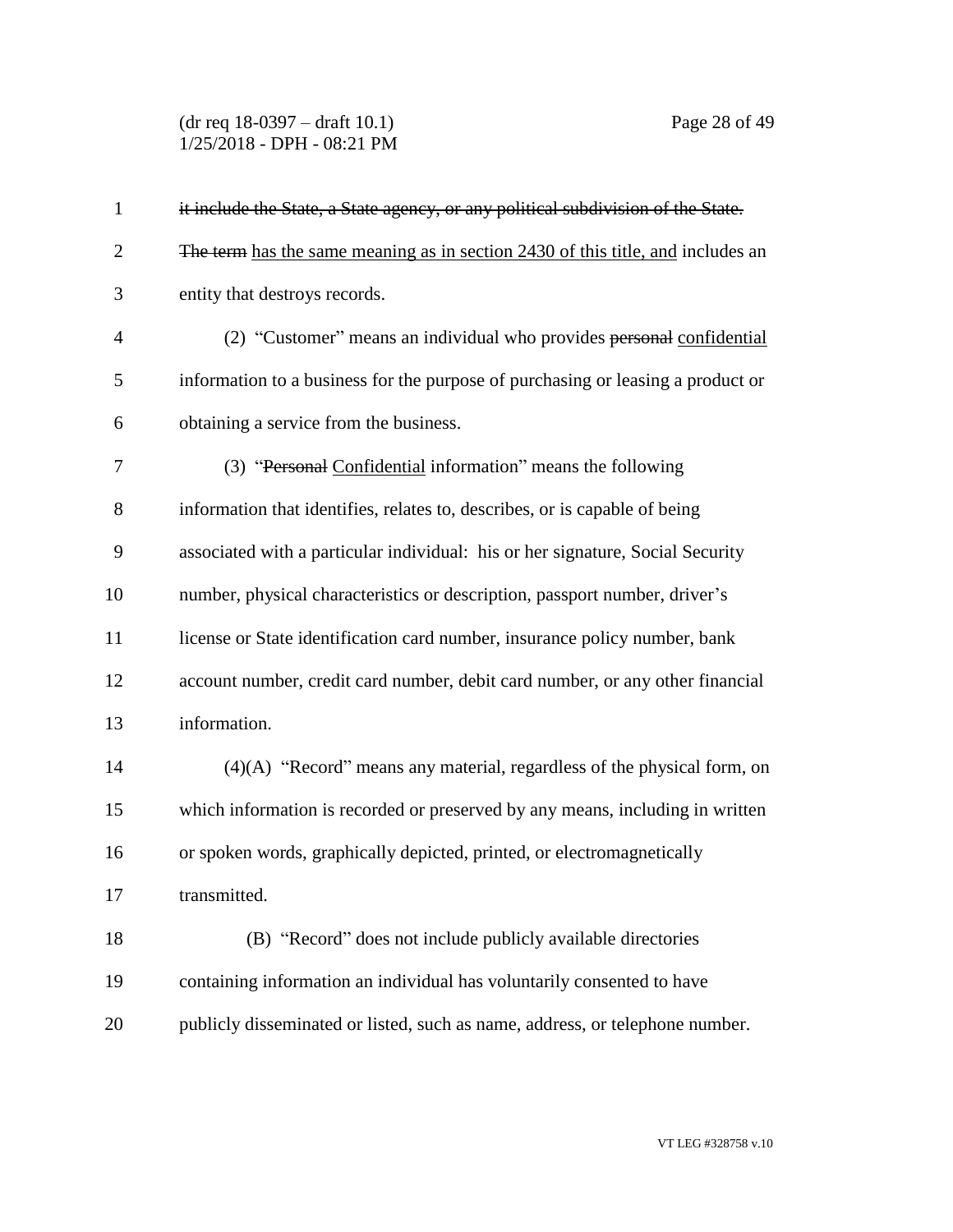~~it include the State, a State agency, or any political subdivision of the State.~~ ~~The term~~ <u>has the same meaning as in section 2430 of this title, and</u> includes an entity that destroys records.

(2) "Customer" means an individual who provides ~~personal~~ <u>confidential</u> information to a business for the purpose of purchasing or leasing a product or obtaining a service from the business.

(3) "~~Personal~~ <u>Confidential</u> information" means the following information that identifies, relates to, describes, or is capable of being associated with a particular individual: his or her signature, Social Security number, physical characteristics or description, passport number, driver's license or State identification card number, insurance policy number, bank account number, credit card number, debit card number, or any other financial information.

(4)(A) "Record" means any material, regardless of the physical form, on which information is recorded or preserved by any means, including in written or spoken words, graphically depicted, printed, or electromagnetically transmitted.

(B) "Record" does not include publicly available directories containing information an individual has voluntarily consented to have publicly disseminated or listed, such as name, address, or telephone number.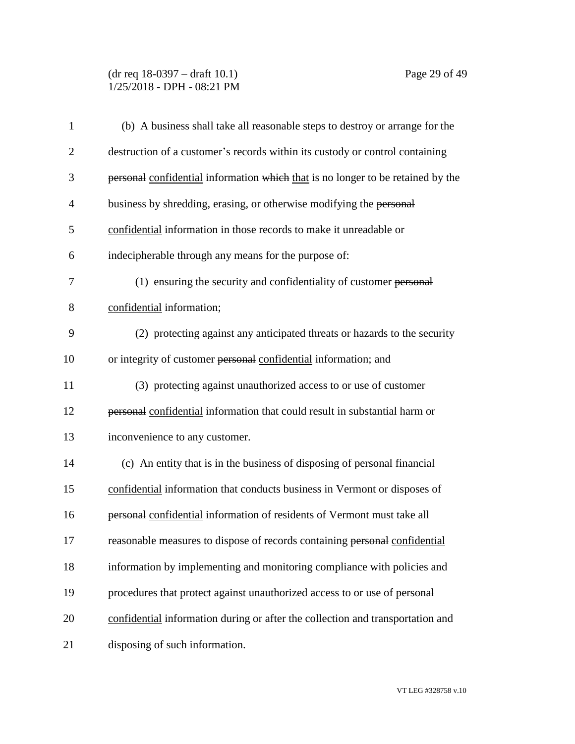(b) A business shall take all reasonable steps to destroy or arrange for the destruction of a customer's records within its custody or control containing ~~personal~~ confidential information ~~which~~ that is no longer to be retained by the business by shredding, erasing, or otherwise modifying the ~~personal~~ confidential information in those records to make it unreadable or indecipherable through any means for the purpose of:

(1) ensuring the security and confidentiality of customer ~~personal~~ confidential information;

(2) protecting against any anticipated threats or hazards to the security or integrity of customer ~~personal~~ confidential information; and

(3) protecting against unauthorized access to or use of customer ~~personal~~ confidential information that could result in substantial harm or inconvenience to any customer.

(c) An entity that is in the business of disposing of ~~personal financial~~ confidential information that conducts business in Vermont or disposes of ~~personal~~ confidential information of residents of Vermont must take all reasonable measures to dispose of records containing ~~personal~~ confidential information by implementing and monitoring compliance with policies and procedures that protect against unauthorized access to or use of ~~personal~~ confidential information during or after the collection and transportation and disposing of such information.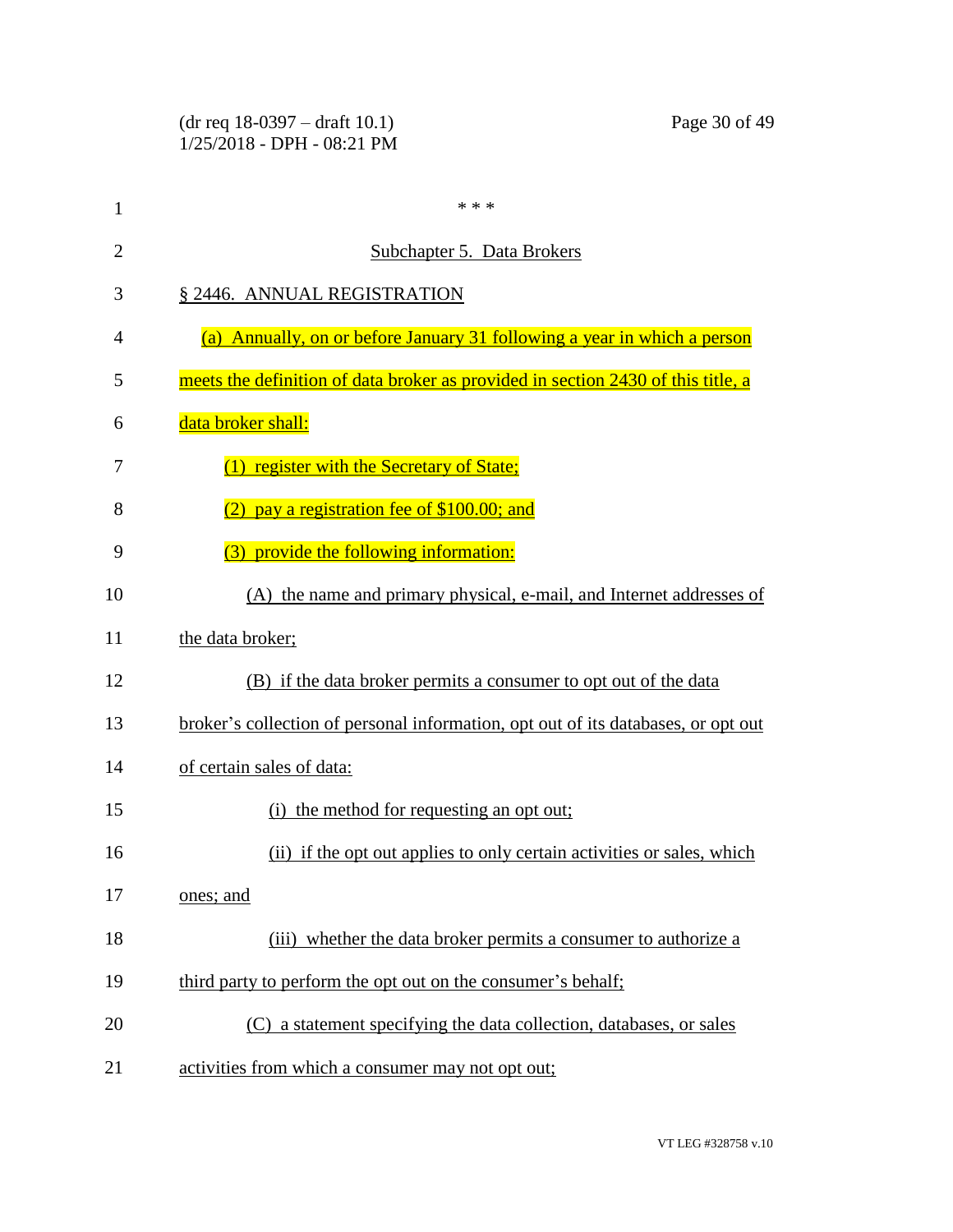\* \* \*

Subchapter 5. Data Brokers

§ 2446. ANNUAL REGISTRATION

(a) Annually, on or before January 31 following a year in which a person meets the definition of data broker as provided in section 2430 of this title, a data broker shall:

(1) register with the Secretary of State;

(2) pay a registration fee of $100.00; and

(3) provide the following information:

(A) the name and primary physical, e-mail, and Internet addresses of the data broker;

(B) if the data broker permits a consumer to opt out of the data broker's collection of personal information, opt out of its databases, or opt out of certain sales of data:

(i) the method for requesting an opt out;

(ii) if the opt out applies to only certain activities or sales, which ones; and

(iii) whether the data broker permits a consumer to authorize a third party to perform the opt out on the consumer's behalf;

(C) a statement specifying the data collection, databases, or sales activities from which a consumer may not opt out;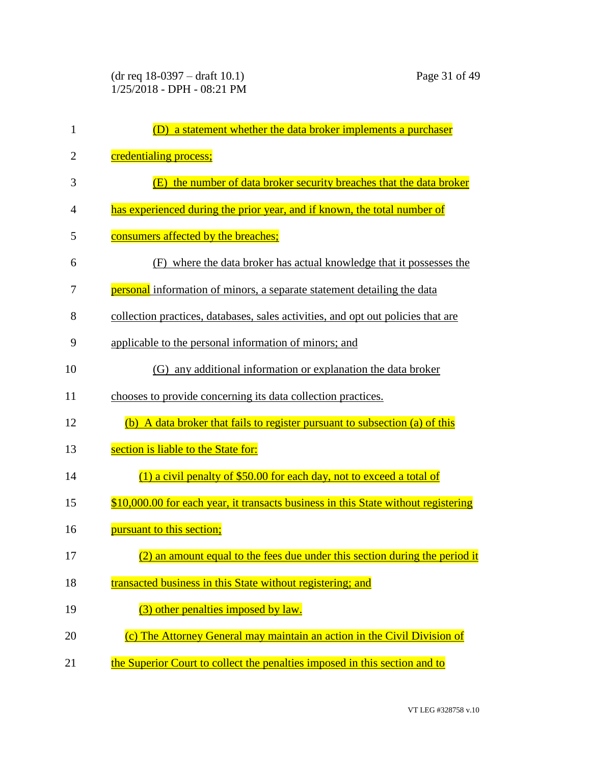(D) a statement whether the data broker implements a purchaser credentialing process;

(E) the number of data broker security breaches that the data broker has experienced during the prior year, and if known, the total number of consumers affected by the breaches;

(F) where the data broker has actual knowledge that it possesses the personal information of minors, a separate statement detailing the data collection practices, databases, sales activities, and opt out policies that are applicable to the personal information of minors; and

(G) any additional information or explanation the data broker chooses to provide concerning its data collection practices.

(b) A data broker that fails to register pursuant to subsection (a) of this section is liable to the State for:

(1) a civil penalty of $50.00 for each day, not to exceed a total of $10,000.00 for each year, it transacts business in this State without registering pursuant to this section;

(2) an amount equal to the fees due under this section during the period it transacted business in this State without registering; and

(3) other penalties imposed by law.

(c) The Attorney General may maintain an action in the Civil Division of the Superior Court to collect the penalties imposed in this section and to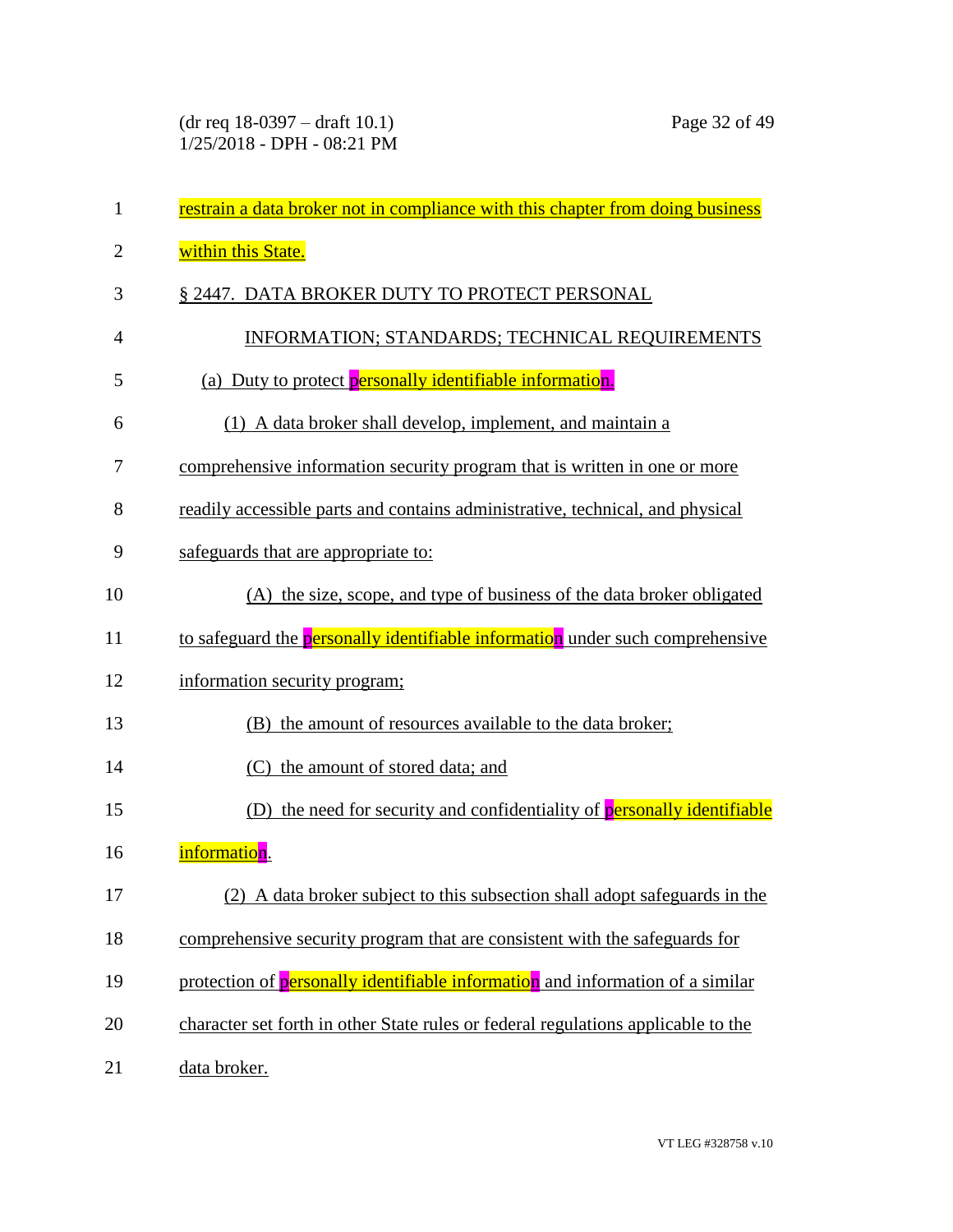restrain a data broker not in compliance with this chapter from doing business within this State.

§ 2447. DATA BROKER DUTY TO PROTECT PERSONAL INFORMATION; STANDARDS; TECHNICAL REQUIREMENTS

(a) Duty to protect personally identifiable information.

(1) A data broker shall develop, implement, and maintain a comprehensive information security program that is written in one or more readily accessible parts and contains administrative, technical, and physical safeguards that are appropriate to:

(A) the size, scope, and type of business of the data broker obligated to safeguard the personally identifiable information under such comprehensive information security program;

(B) the amount of resources available to the data broker;

(C) the amount of stored data; and

(D) the need for security and confidentiality of personally identifiable information.

(2) A data broker subject to this subsection shall adopt safeguards in the comprehensive security program that are consistent with the safeguards for protection of personally identifiable information and information of a similar character set forth in other State rules or federal regulations applicable to the data broker.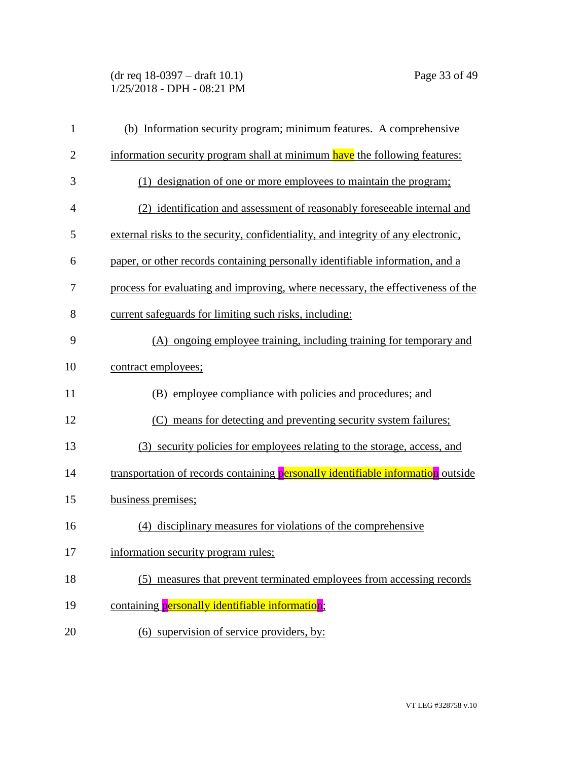(b) Information security program; minimum features. A comprehensive information security program shall at minimum have the following features:

(1) designation of one or more employees to maintain the program;

(2) identification and assessment of reasonably foreseeable internal and external risks to the security, confidentiality, and integrity of any electronic, paper, or other records containing personally identifiable information, and a process for evaluating and improving, where necessary, the effectiveness of the current safeguards for limiting such risks, including:

(A) ongoing employee training, including training for temporary and contract employees;

(B) employee compliance with policies and procedures; and

(C) means for detecting and preventing security system failures;

(3) security policies for employees relating to the storage, access, and transportation of records containing personally identifiable information outside business premises;

(4) disciplinary measures for violations of the comprehensive information security program rules;

(5) measures that prevent terminated employees from accessing records containing personally identifiable information;

(6) supervision of service providers, by: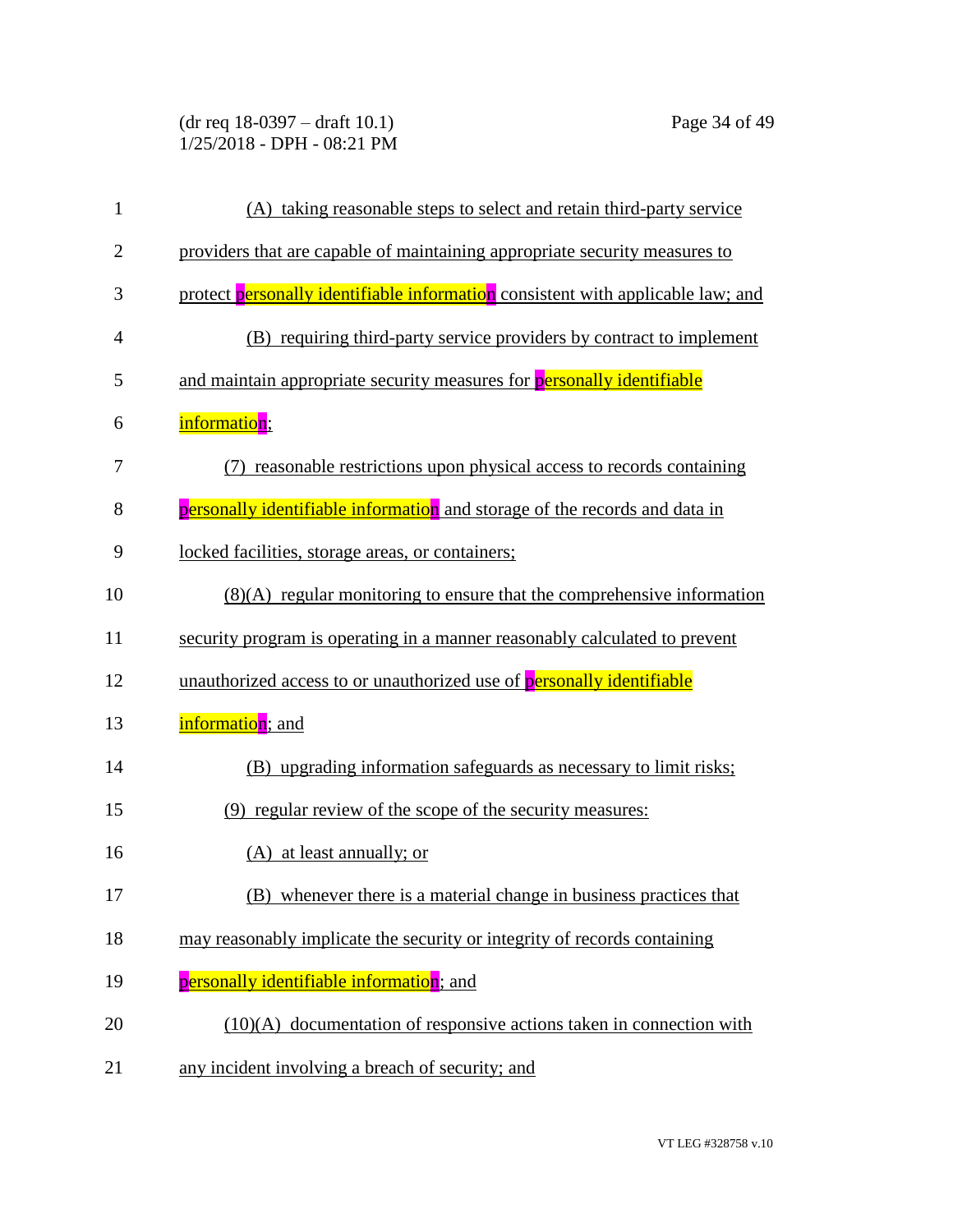(A) taking reasonable steps to select and retain third-party service providers that are capable of maintaining appropriate security measures to protect personally identifiable information consistent with applicable law; and

(B) requiring third-party service providers by contract to implement and maintain appropriate security measures for personally identifiable information;

(7) reasonable restrictions upon physical access to records containing personally identifiable information and storage of the records and data in locked facilities, storage areas, or containers;

(8)(A) regular monitoring to ensure that the comprehensive information security program is operating in a manner reasonably calculated to prevent unauthorized access to or unauthorized use of personally identifiable information; and

(B) upgrading information safeguards as necessary to limit risks;

(9) regular review of the scope of the security measures:

(A) at least annually; or

(B) whenever there is a material change in business practices that may reasonably implicate the security or integrity of records containing personally identifiable information; and

(10)(A) documentation of responsive actions taken in connection with any incident involving a breach of security; and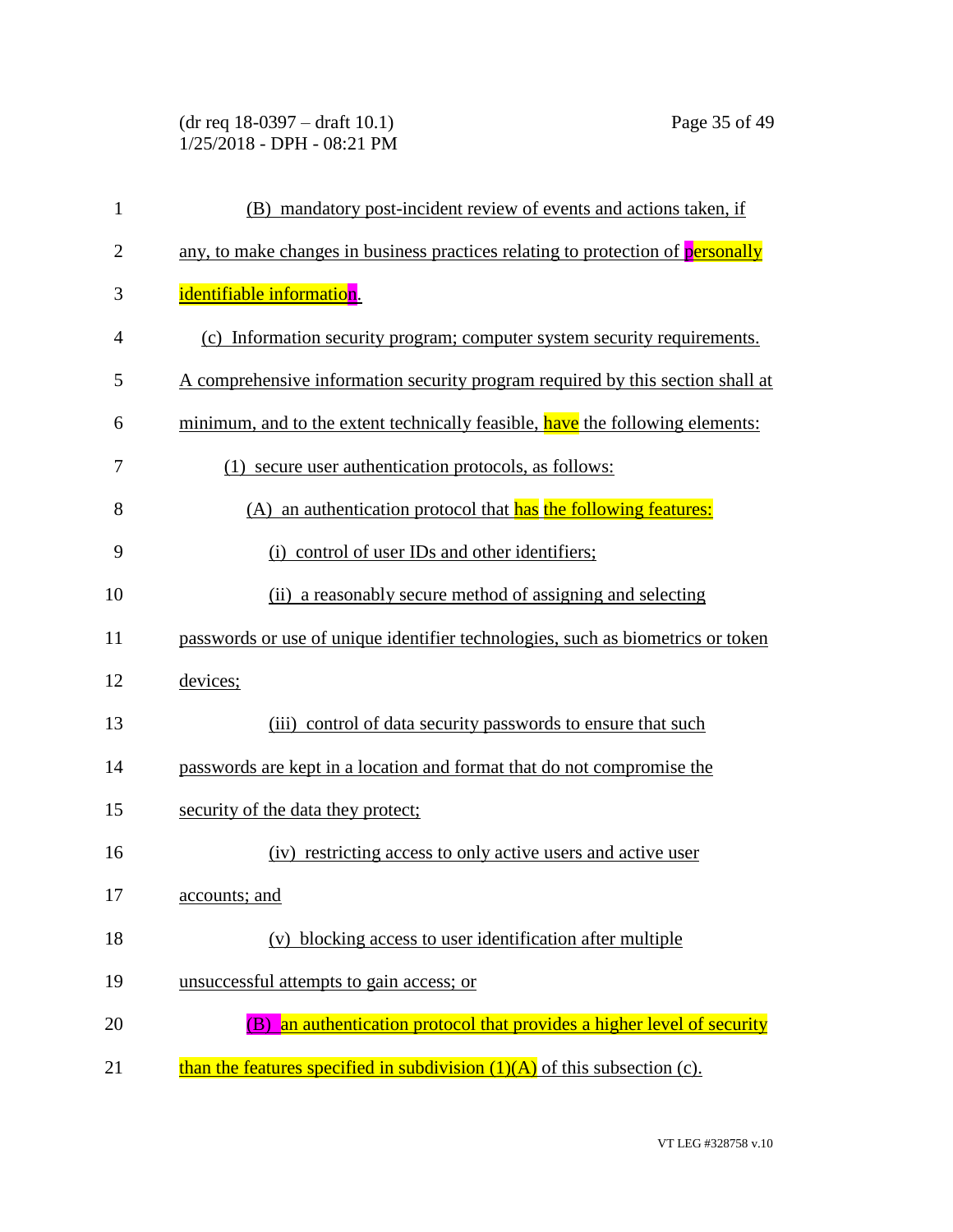(B) mandatory post-incident review of events and actions taken, if any, to make changes in business practices relating to protection of personally identifiable information.

(c) Information security program; computer system security requirements. A comprehensive information security program required by this section shall at minimum, and to the extent technically feasible, have the following elements:

(1) secure user authentication protocols, as follows:

(A) an authentication protocol that has the following features:

(i) control of user IDs and other identifiers;

(ii) a reasonably secure method of assigning and selecting passwords or use of unique identifier technologies, such as biometrics or token devices;

(iii) control of data security passwords to ensure that such passwords are kept in a location and format that do not compromise the security of the data they protect;

(iv) restricting access to only active users and active user accounts; and

(v) blocking access to user identification after multiple unsuccessful attempts to gain access; or

(B) an authentication protocol that provides a higher level of security than the features specified in subdivision (1)(A) of this subsection (c).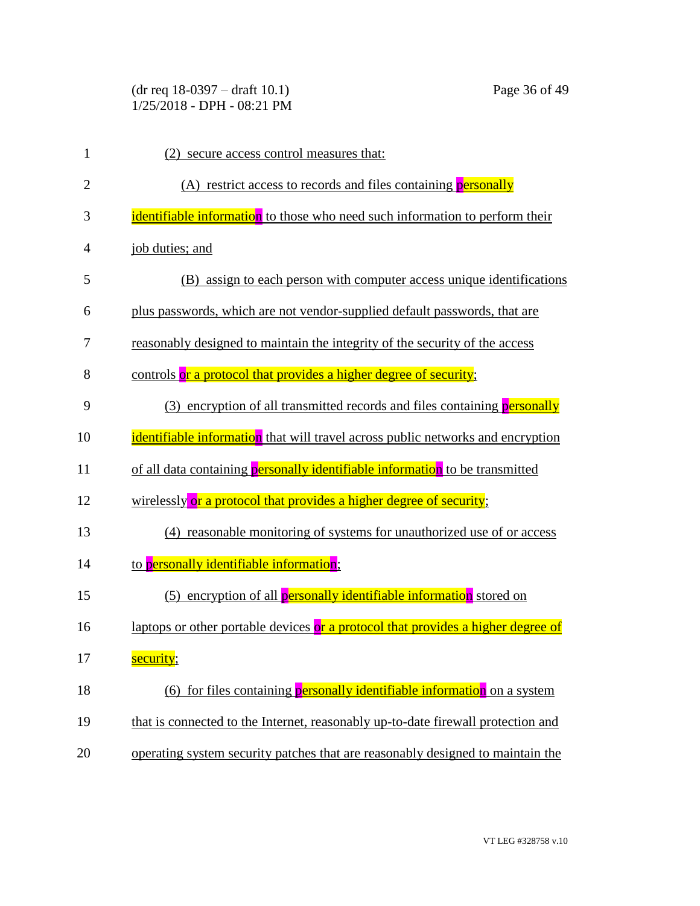(2) secure access control measures that:

(A) restrict access to records and files containing personally identifiable information to those who need such information to perform their job duties; and

(B) assign to each person with computer access unique identifications plus passwords, which are not vendor-supplied default passwords, that are reasonably designed to maintain the integrity of the security of the access controls or a protocol that provides a higher degree of security;

(3) encryption of all transmitted records and files containing personally identifiable information that will travel across public networks and encryption of all data containing personally identifiable information to be transmitted wirelessly or a protocol that provides a higher degree of security;

(4) reasonable monitoring of systems for unauthorized use of or access to personally identifiable information;

(5) encryption of all personally identifiable information stored on laptops or other portable devices or a protocol that provides a higher degree of security;

(6) for files containing personally identifiable information on a system that is connected to the Internet, reasonably up-to-date firewall protection and operating system security patches that are reasonably designed to maintain the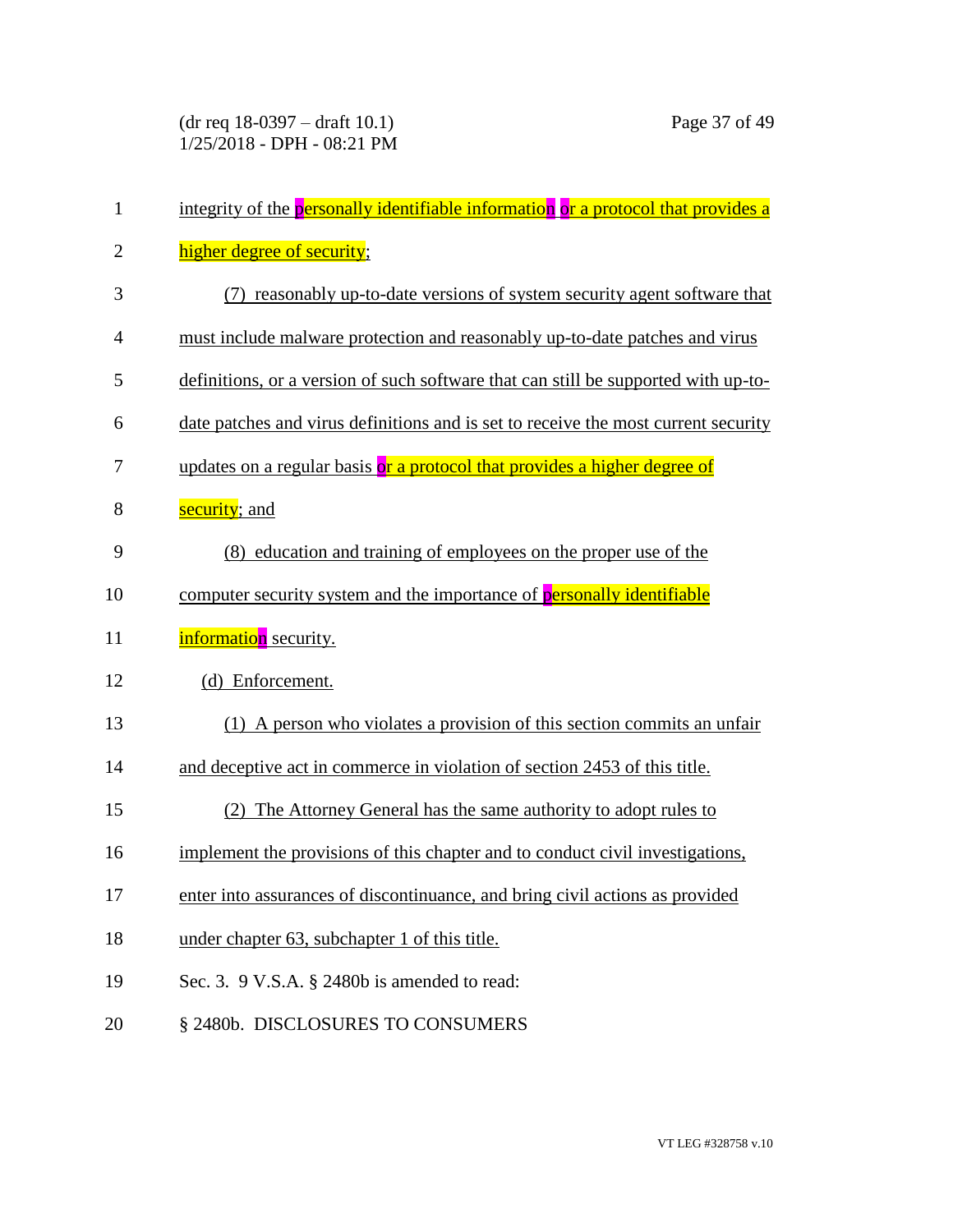integrity of the personally identifiable information or a protocol that provides a higher degree of security;

(7) reasonably up-to-date versions of system security agent software that must include malware protection and reasonably up-to-date patches and virus definitions, or a version of such software that can still be supported with up-to-date patches and virus definitions and is set to receive the most current security updates on a regular basis or a protocol that provides a higher degree of security; and

(8) education and training of employees on the proper use of the computer security system and the importance of personally identifiable information security.

(d) Enforcement.

(1) A person who violates a provision of this section commits an unfair and deceptive act in commerce in violation of section 2453 of this title.

(2) The Attorney General has the same authority to adopt rules to implement the provisions of this chapter and to conduct civil investigations, enter into assurances of discontinuance, and bring civil actions as provided under chapter 63, subchapter 1 of this title.

Sec. 3. 9 V.S.A. § 2480b is amended to read:

§ 2480b. DISCLOSURES TO CONSUMERS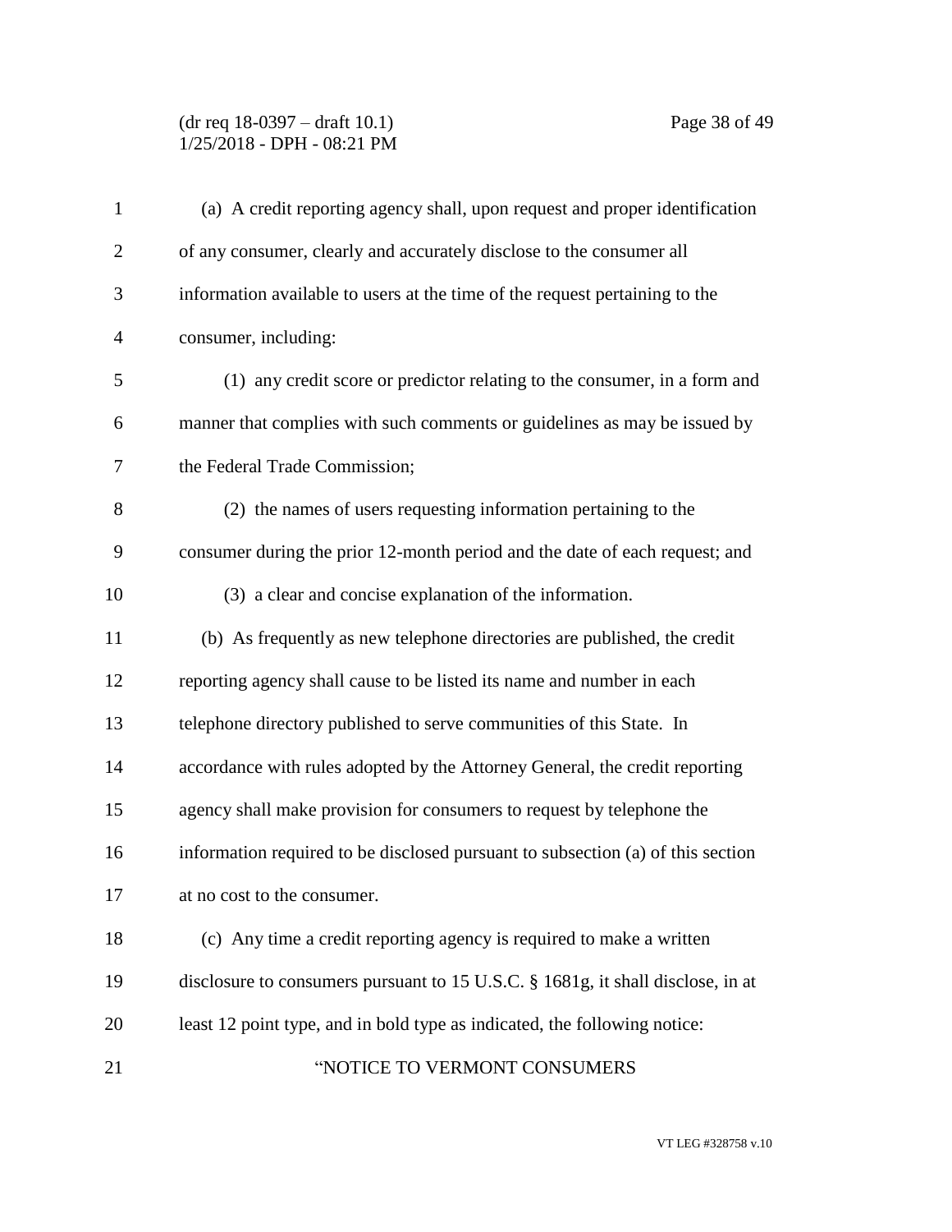(a) A credit reporting agency shall, upon request and proper identification of any consumer, clearly and accurately disclose to the consumer all information available to users at the time of the request pertaining to the consumer, including:

(1) any credit score or predictor relating to the consumer, in a form and manner that complies with such comments or guidelines as may be issued by the Federal Trade Commission;

(2) the names of users requesting information pertaining to the consumer during the prior 12-month period and the date of each request; and

(3) a clear and concise explanation of the information.

(b) As frequently as new telephone directories are published, the credit reporting agency shall cause to be listed its name and number in each telephone directory published to serve communities of this State. In accordance with rules adopted by the Attorney General, the credit reporting agency shall make provision for consumers to request by telephone the information required to be disclosed pursuant to subsection (a) of this section at no cost to the consumer.

(c) Any time a credit reporting agency is required to make a written disclosure to consumers pursuant to 15 U.S.C. § 1681g, it shall disclose, in at least 12 point type, and in bold type as indicated, the following notice:

"NOTICE TO VERMONT CONSUMERS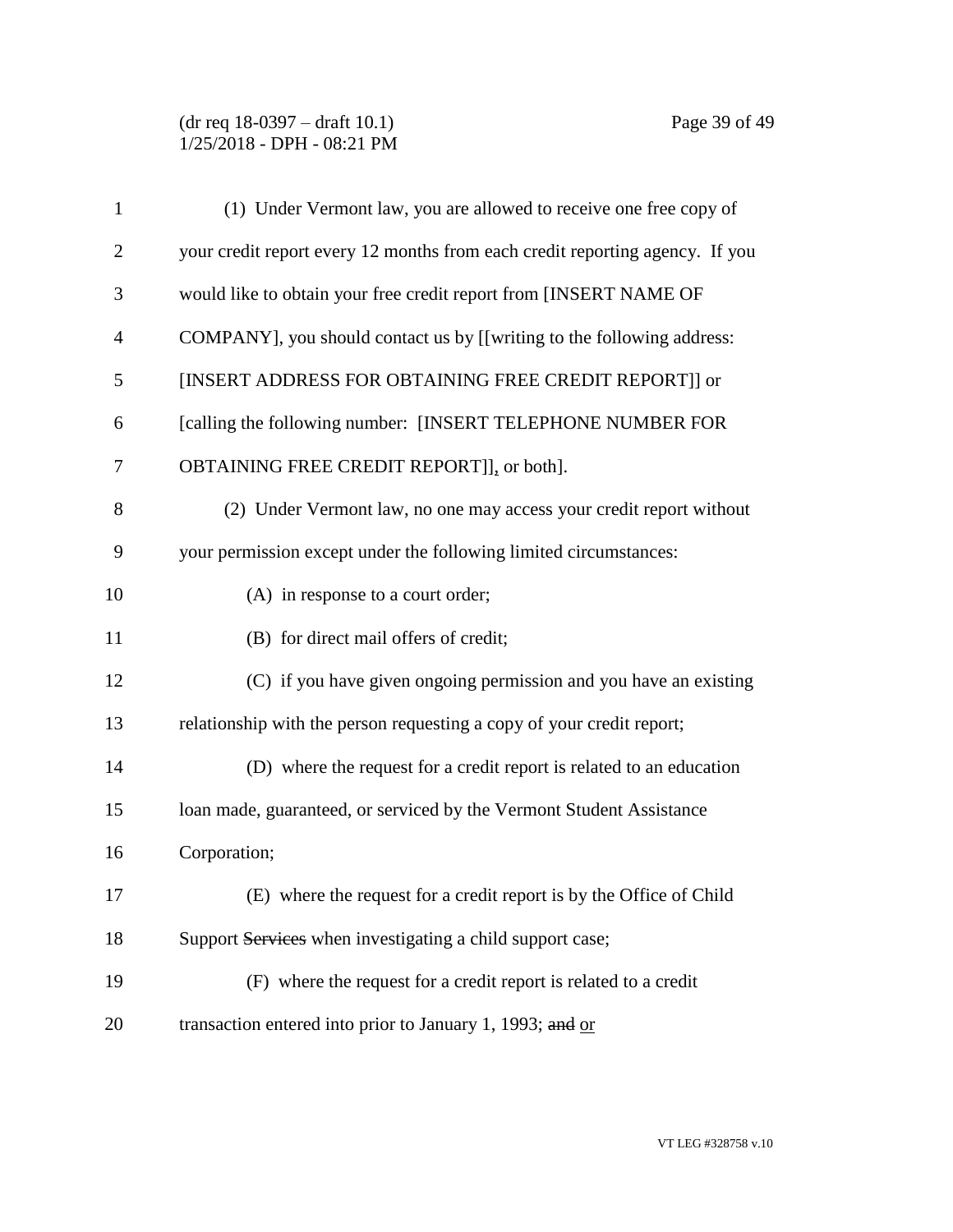(1) Under Vermont law, you are allowed to receive one free copy of your credit report every 12 months from each credit reporting agency. If you would like to obtain your free credit report from [INSERT NAME OF COMPANY], you should contact us by [[writing to the following address: [INSERT ADDRESS FOR OBTAINING FREE CREDIT REPORT]] or [calling the following number: [INSERT TELEPHONE NUMBER FOR OBTAINING FREE CREDIT REPORT]], or both].

(2) Under Vermont law, no one may access your credit report without your permission except under the following limited circumstances:

(A) in response to a court order;

(B) for direct mail offers of credit;

(C) if you have given ongoing permission and you have an existing relationship with the person requesting a copy of your credit report;

(D) where the request for a credit report is related to an education loan made, guaranteed, or serviced by the Vermont Student Assistance Corporation;

(E) where the request for a credit report is by the Office of Child Support ~~Services~~ when investigating a child support case;

(F) where the request for a credit report is related to a credit transaction entered into prior to January 1, 1993; ~~and~~ or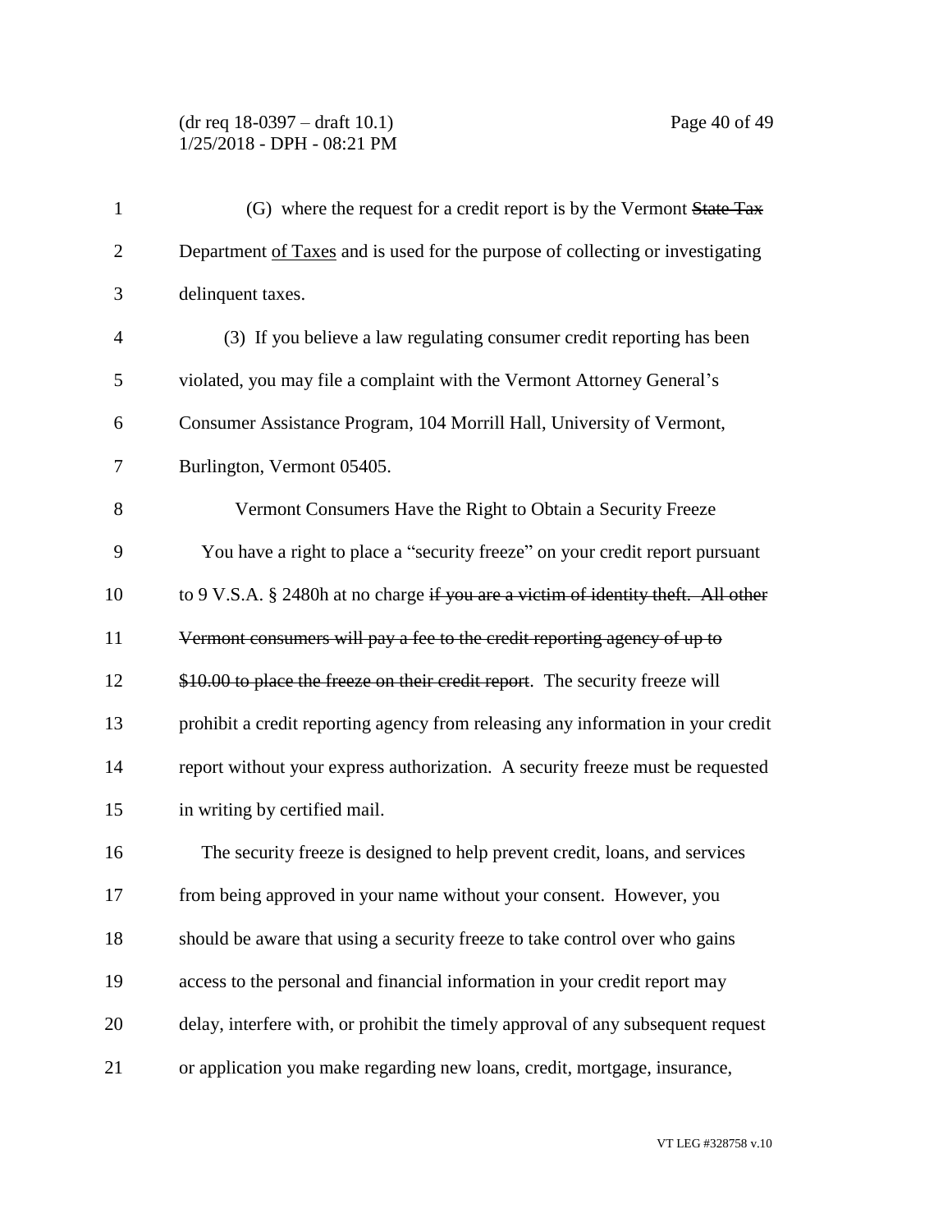(G) where the request for a credit report is by the Vermont ~~State Tax~~ Department <u>of Taxes</u> and is used for the purpose of collecting or investigating delinquent taxes.

(3) If you believe a law regulating consumer credit reporting has been violated, you may file a complaint with the Vermont Attorney General's Consumer Assistance Program, 104 Morrill Hall, University of Vermont, Burlington, Vermont 05405.

Vermont Consumers Have the Right to Obtain a Security Freeze

You have a right to place a "security freeze" on your credit report pursuant to 9 V.S.A. § 2480h at no charge ~~if you are a victim of identity theft. All other Vermont consumers will pay a fee to the credit reporting agency of up to \$10.00 to place the freeze on their credit report~~. The security freeze will prohibit a credit reporting agency from releasing any information in your credit report without your express authorization. A security freeze must be requested in writing by certified mail.

The security freeze is designed to help prevent credit, loans, and services from being approved in your name without your consent. However, you should be aware that using a security freeze to take control over who gains access to the personal and financial information in your credit report may delay, interfere with, or prohibit the timely approval of any subsequent request or application you make regarding new loans, credit, mortgage, insurance,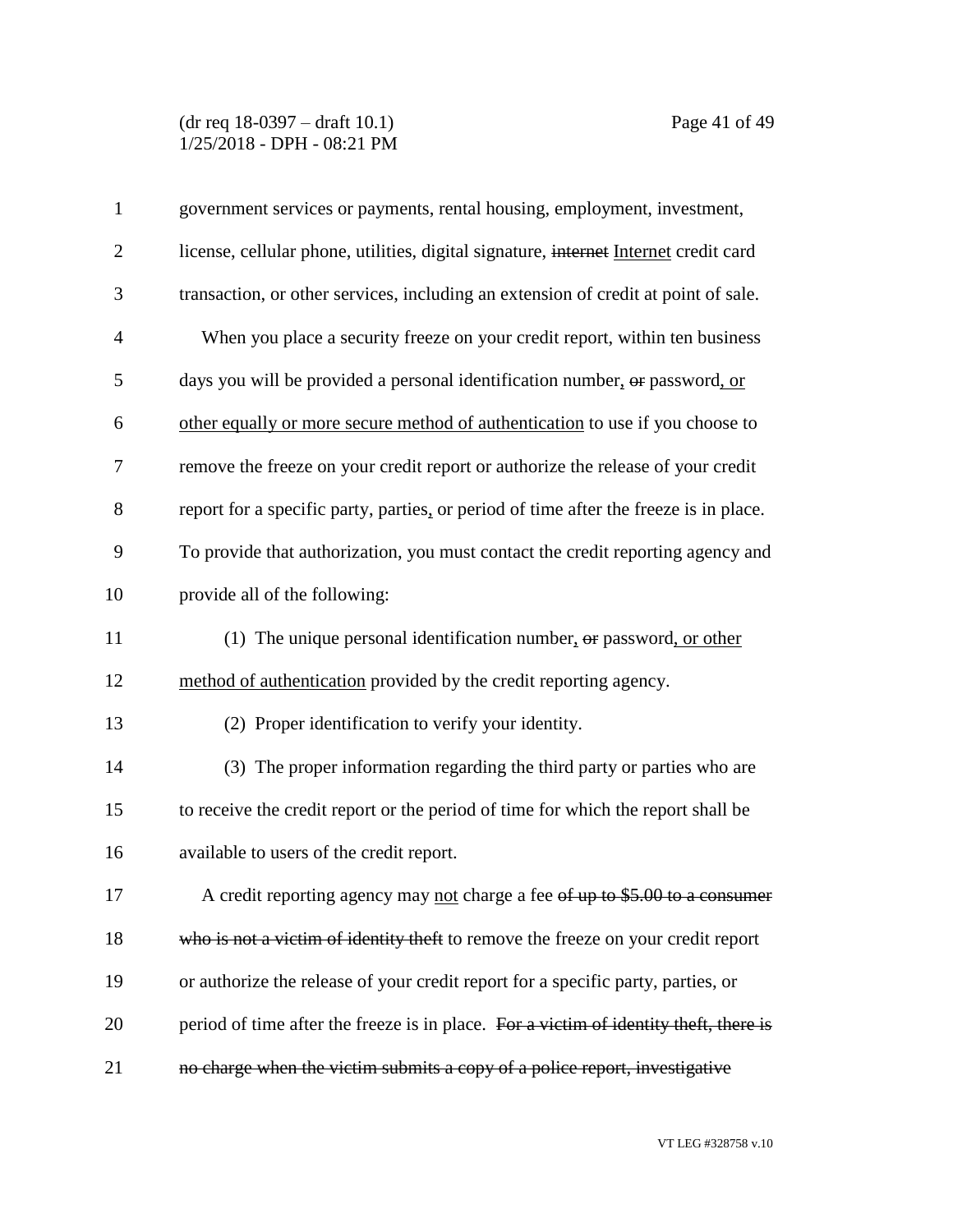government services or payments, rental housing, employment, investment, license, cellular phone, utilities, digital signature, ~~internet~~ <u>Internet</u> credit card transaction, or other services, including an extension of credit at point of sale.

When you place a security freeze on your credit report, within ten business days you will be provided a personal identification number<u>,</u> ~~or~~ password<u>, or other equally or more secure method of authentication</u> to use if you choose to remove the freeze on your credit report or authorize the release of your credit report for a specific party, parties<u>,</u> or period of time after the freeze is in place. To provide that authorization, you must contact the credit reporting agency and provide all of the following:

(1) The unique personal identification number<u>,</u> ~~or~~ password<u>, or other method of authentication</u> provided by the credit reporting agency.

(2) Proper identification to verify your identity.

(3) The proper information regarding the third party or parties who are to receive the credit report or the period of time for which the report shall be available to users of the credit report.

A credit reporting agency may <u>not</u> charge a fee ~~of up to $5.00 to a consumer who is not a victim of identity theft~~ to remove the freeze on your credit report or authorize the release of your credit report for a specific party, parties, or period of time after the freeze is in place. ~~For a victim of identity theft, there is no charge when the victim submits a copy of a police report, investigative~~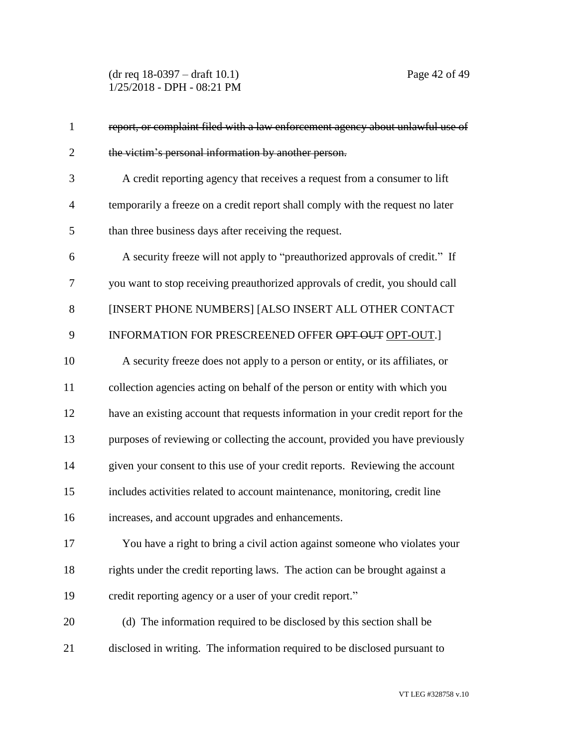~~report, or complaint filed with a law enforcement agency about unlawful use of the victim's personal information by another person.~~

A credit reporting agency that receives a request from a consumer to lift temporarily a freeze on a credit report shall comply with the request no later than three business days after receiving the request.

A security freeze will not apply to "preauthorized approvals of credit." If you want to stop receiving preauthorized approvals of credit, you should call [INSERT PHONE NUMBERS] [ALSO INSERT ALL OTHER CONTACT INFORMATION FOR PRESCREENED OFFER ~~OPT OUT~~ <u>OPT-OUT</u>.]

A security freeze does not apply to a person or entity, or its affiliates, or collection agencies acting on behalf of the person or entity with which you have an existing account that requests information in your credit report for the purposes of reviewing or collecting the account, provided you have previously given your consent to this use of your credit reports. Reviewing the account includes activities related to account maintenance, monitoring, credit line increases, and account upgrades and enhancements.

You have a right to bring a civil action against someone who violates your rights under the credit reporting laws. The action can be brought against a credit reporting agency or a user of your credit report."

(d) The information required to be disclosed by this section shall be disclosed in writing. The information required to be disclosed pursuant to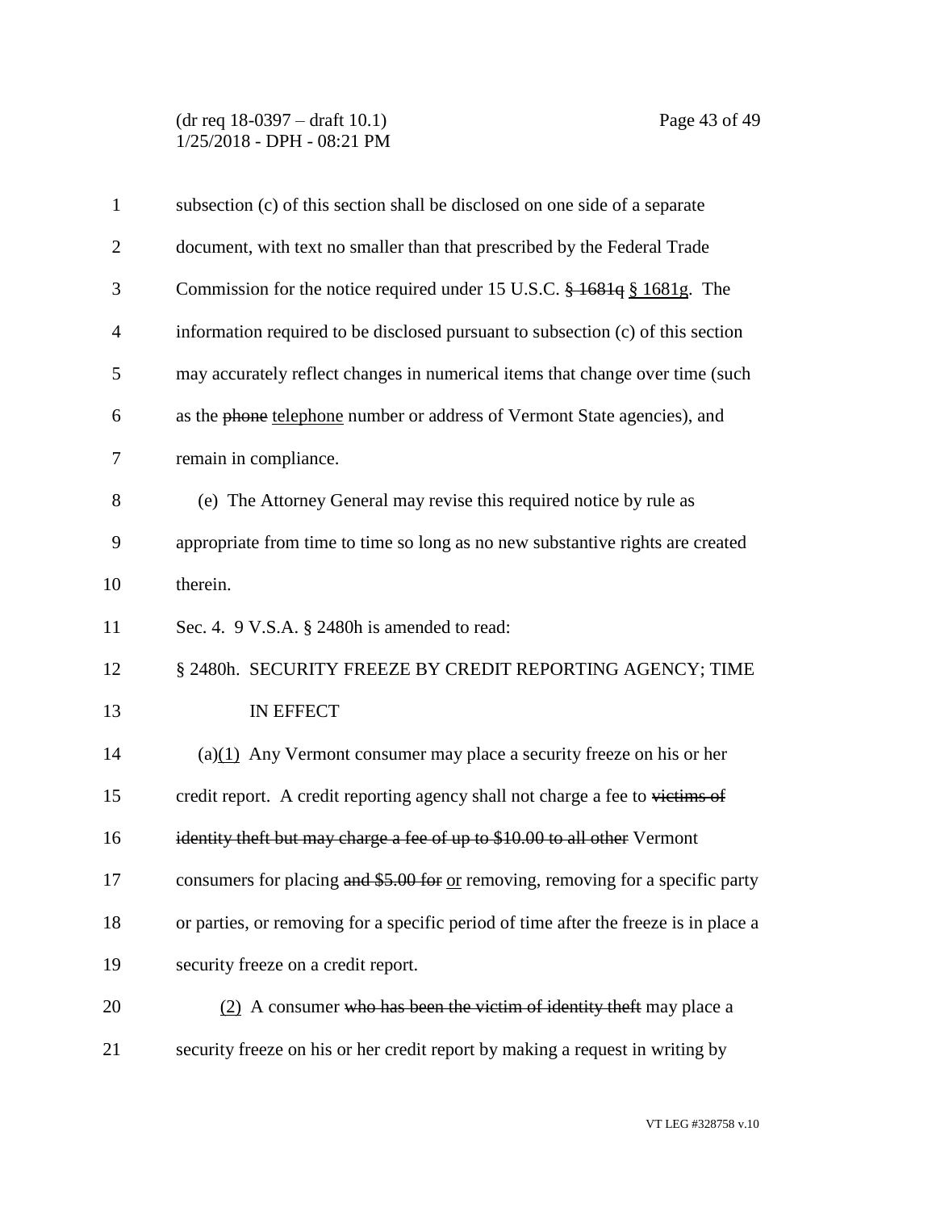subsection (c) of this section shall be disclosed on one side of a separate document, with text no smaller than that prescribed by the Federal Trade Commission for the notice required under 15 U.S.C. ~~§ 1681q~~ <u>§ 1681g</u>. The information required to be disclosed pursuant to subsection (c) of this section may accurately reflect changes in numerical items that change over time (such as the ~~phone~~ <u>telephone</u> number or address of Vermont State agencies), and remain in compliance.

(e) The Attorney General may revise this required notice by rule as appropriate from time to time so long as no new substantive rights are created therein.

Sec. 4. 9 V.S.A. § 2480h is amended to read:

§ 2480h. SECURITY FREEZE BY CREDIT REPORTING AGENCY; TIME IN EFFECT

(a)<u>(1)</u> Any Vermont consumer may place a security freeze on his or her credit report. A credit reporting agency shall not charge a fee to ~~victims of identity theft but may charge a fee of up to $10.00 to all other~~ Vermont consumers for placing ~~and $5.00 for~~ <u>or</u> removing, removing for a specific party or parties, or removing for a specific period of time after the freeze is in place a security freeze on a credit report.

<u>(2)</u> A consumer ~~who has been the victim of identity theft~~ may place a security freeze on his or her credit report by making a request in writing by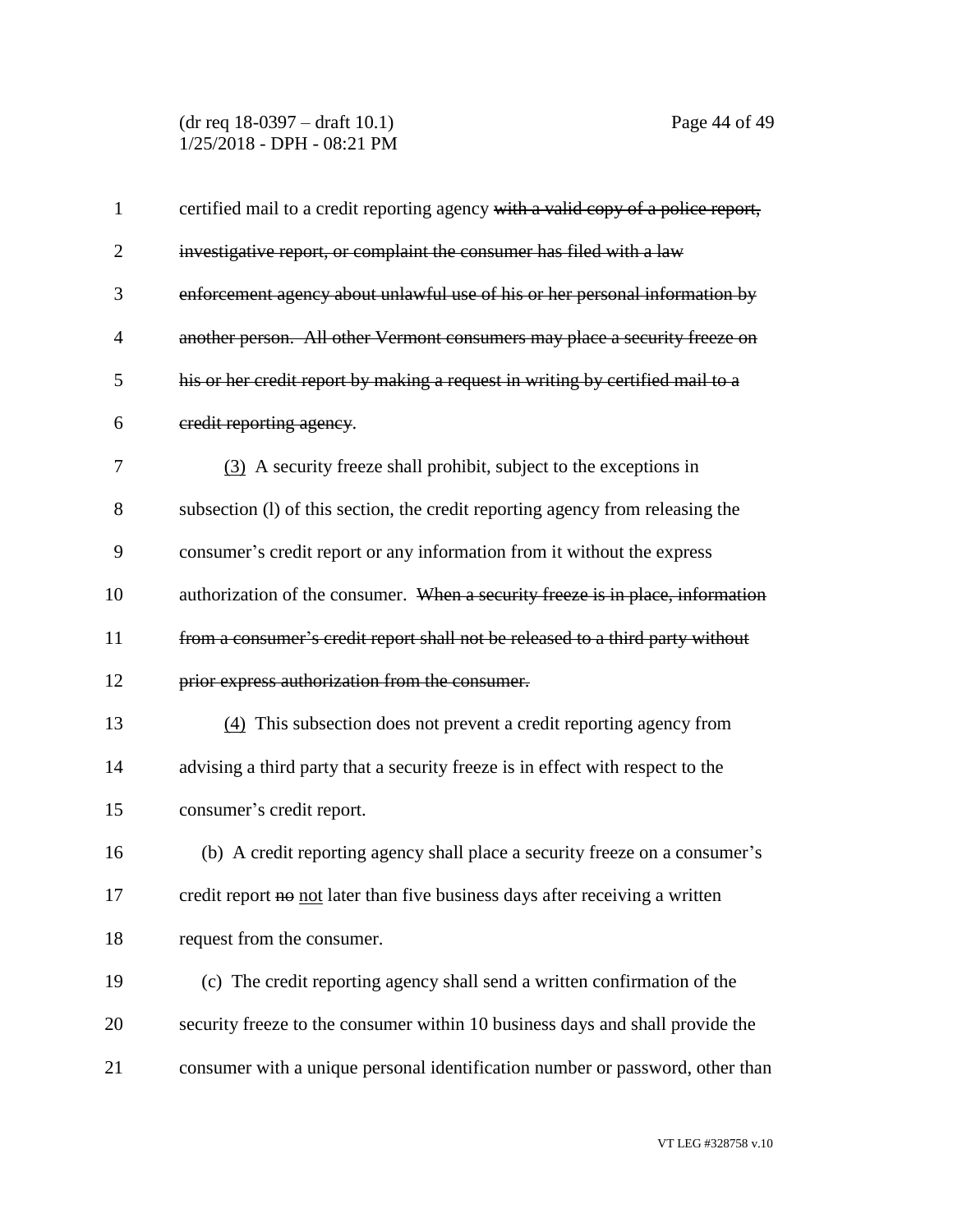certified mail to a credit reporting agency ~~with a valid copy of a police report, investigative report, or complaint the consumer has filed with a law enforcement agency about unlawful use of his or her personal information by another person. All other Vermont consumers may place a security freeze on his or her credit report by making a request in writing by certified mail to a credit reporting agency~~.

<u>(3)</u> A security freeze shall prohibit, subject to the exceptions in subsection (l) of this section, the credit reporting agency from releasing the consumer's credit report or any information from it without the express authorization of the consumer. ~~When a security freeze is in place, information from a consumer's credit report shall not be released to a third party without prior express authorization from the consumer.~~

<u>(4)</u> This subsection does not prevent a credit reporting agency from advising a third party that a security freeze is in effect with respect to the consumer's credit report.

(b) A credit reporting agency shall place a security freeze on a consumer's credit report ~~no~~ <u>not</u> later than five business days after receiving a written request from the consumer.

(c) The credit reporting agency shall send a written confirmation of the security freeze to the consumer within 10 business days and shall provide the consumer with a unique personal identification number or password, other than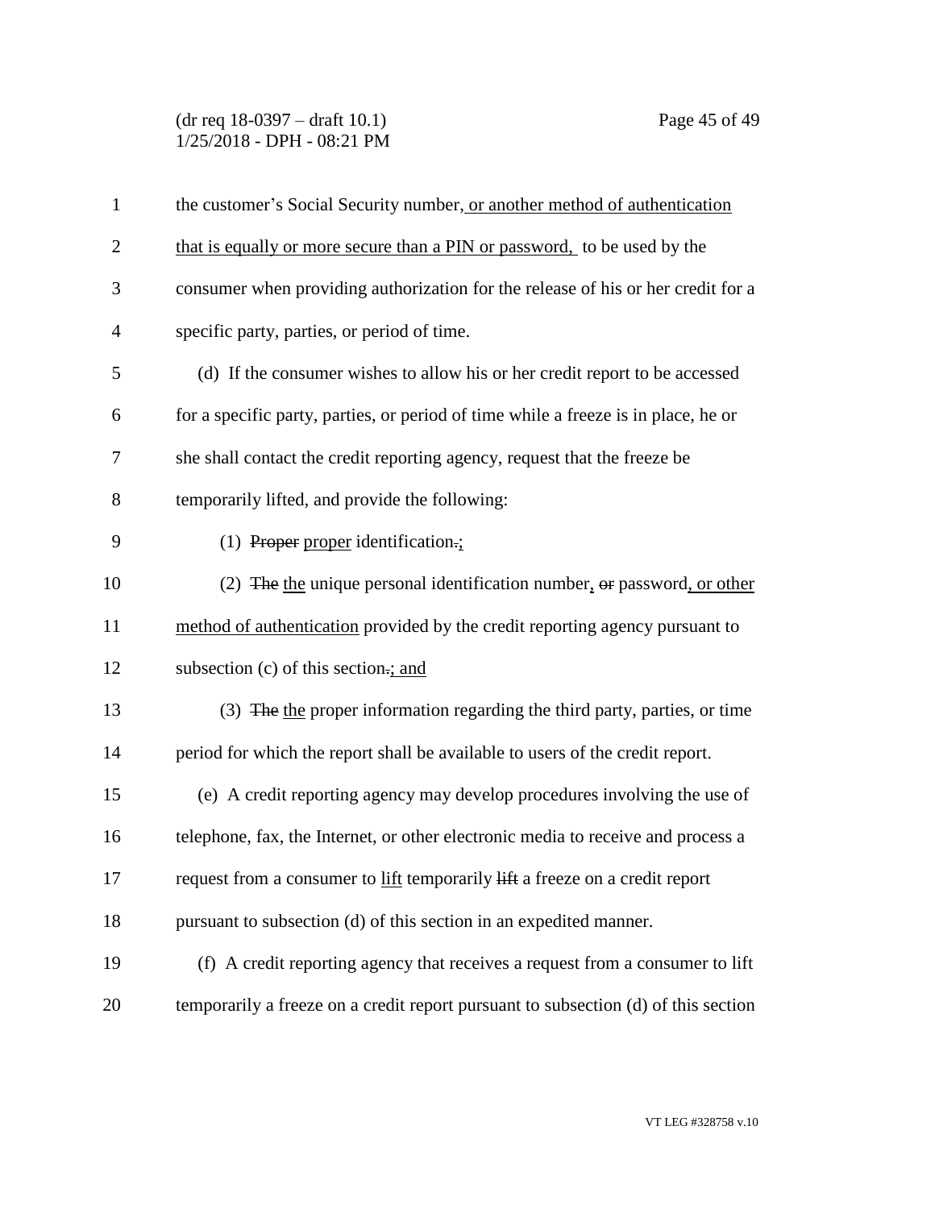the customer's Social Security number, or another method of authentication that is equally or more secure than a PIN or password, to be used by the consumer when providing authorization for the release of his or her credit for a specific party, parties, or period of time.

(d) If the consumer wishes to allow his or her credit report to be accessed for a specific party, parties, or period of time while a freeze is in place, he or she shall contact the credit reporting agency, request that the freeze be temporarily lifted, and provide the following:

(1) ~~Proper~~ proper identification.;

(2) ~~The~~ the unique personal identification number, ~~or~~ password, or other method of authentication provided by the credit reporting agency pursuant to subsection (c) of this section.; and

(3) ~~The~~ the proper information regarding the third party, parties, or time period for which the report shall be available to users of the credit report.

(e) A credit reporting agency may develop procedures involving the use of telephone, fax, the Internet, or other electronic media to receive and process a request from a consumer to lift temporarily ~~lift~~ a freeze on a credit report pursuant to subsection (d) of this section in an expedited manner.

(f) A credit reporting agency that receives a request from a consumer to lift temporarily a freeze on a credit report pursuant to subsection (d) of this section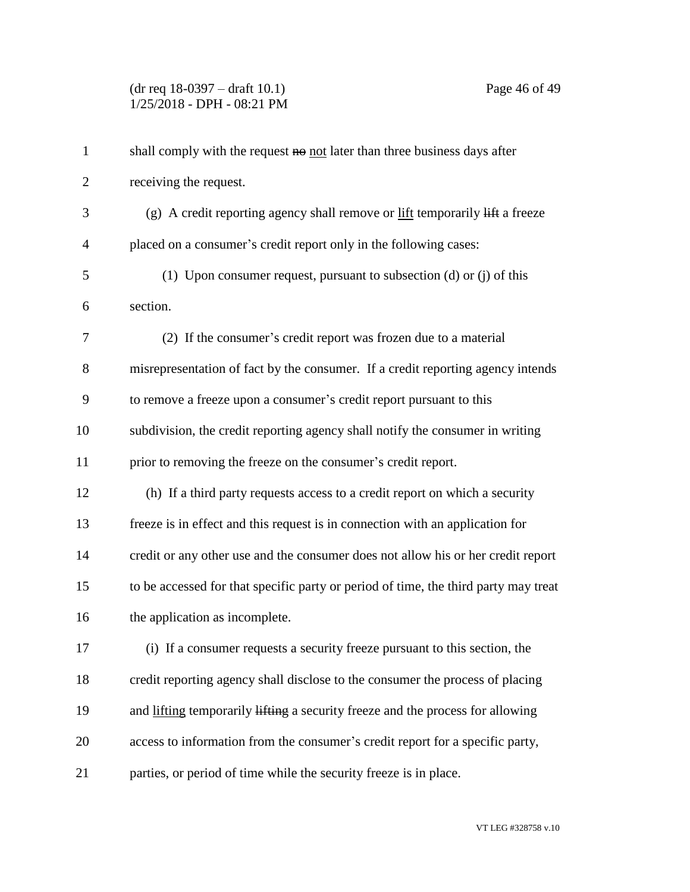shall comply with the request ~~no~~ <u>not</u> later than three business days after receiving the request.

(g) A credit reporting agency shall remove or <u>lift</u> temporarily ~~lift~~ a freeze placed on a consumer's credit report only in the following cases:

(1) Upon consumer request, pursuant to subsection (d) or (j) of this section.

(2) If the consumer's credit report was frozen due to a material misrepresentation of fact by the consumer. If a credit reporting agency intends to remove a freeze upon a consumer's credit report pursuant to this subdivision, the credit reporting agency shall notify the consumer in writing prior to removing the freeze on the consumer's credit report.

(h) If a third party requests access to a credit report on which a security freeze is in effect and this request is in connection with an application for credit or any other use and the consumer does not allow his or her credit report to be accessed for that specific party or period of time, the third party may treat the application as incomplete.

(i) If a consumer requests a security freeze pursuant to this section, the credit reporting agency shall disclose to the consumer the process of placing and <u>lifting</u> temporarily ~~lifting~~ a security freeze and the process for allowing access to information from the consumer's credit report for a specific party, parties, or period of time while the security freeze is in place.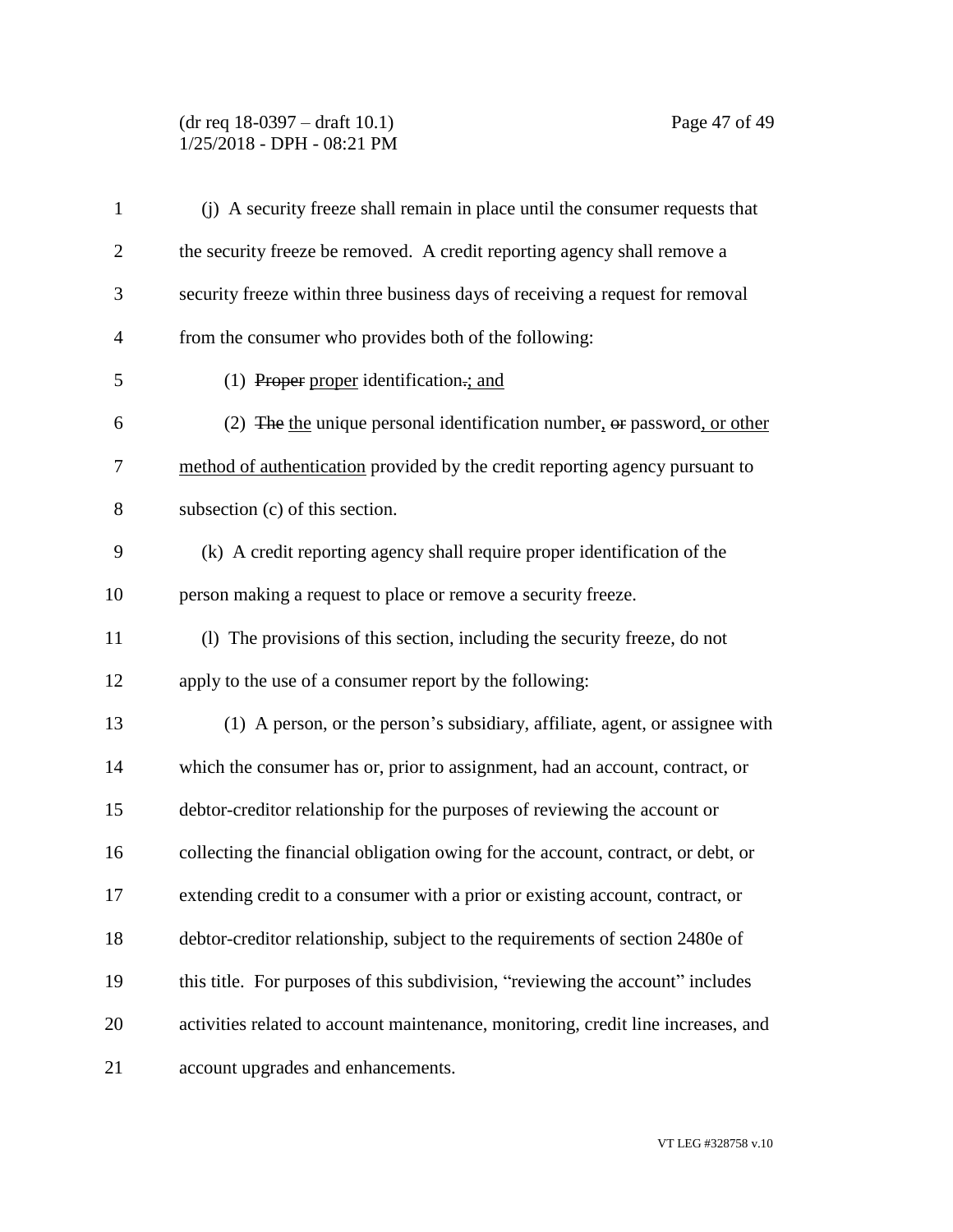(j) A security freeze shall remain in place until the consumer requests that the security freeze be removed. A credit reporting agency shall remove a security freeze within three business days of receiving a request for removal from the consumer who provides both of the following:

(1) ~~Proper~~ proper identification~~.~~; and

(2) ~~The~~ the unique personal identification number, ~~or~~ password, or other method of authentication provided by the credit reporting agency pursuant to subsection (c) of this section.

(k) A credit reporting agency shall require proper identification of the person making a request to place or remove a security freeze.

(l) The provisions of this section, including the security freeze, do not apply to the use of a consumer report by the following:

(1) A person, or the person's subsidiary, affiliate, agent, or assignee with which the consumer has or, prior to assignment, had an account, contract, or debtor-creditor relationship for the purposes of reviewing the account or collecting the financial obligation owing for the account, contract, or debt, or extending credit to a consumer with a prior or existing account, contract, or debtor-creditor relationship, subject to the requirements of section 2480e of this title. For purposes of this subdivision, "reviewing the account" includes activities related to account maintenance, monitoring, credit line increases, and account upgrades and enhancements.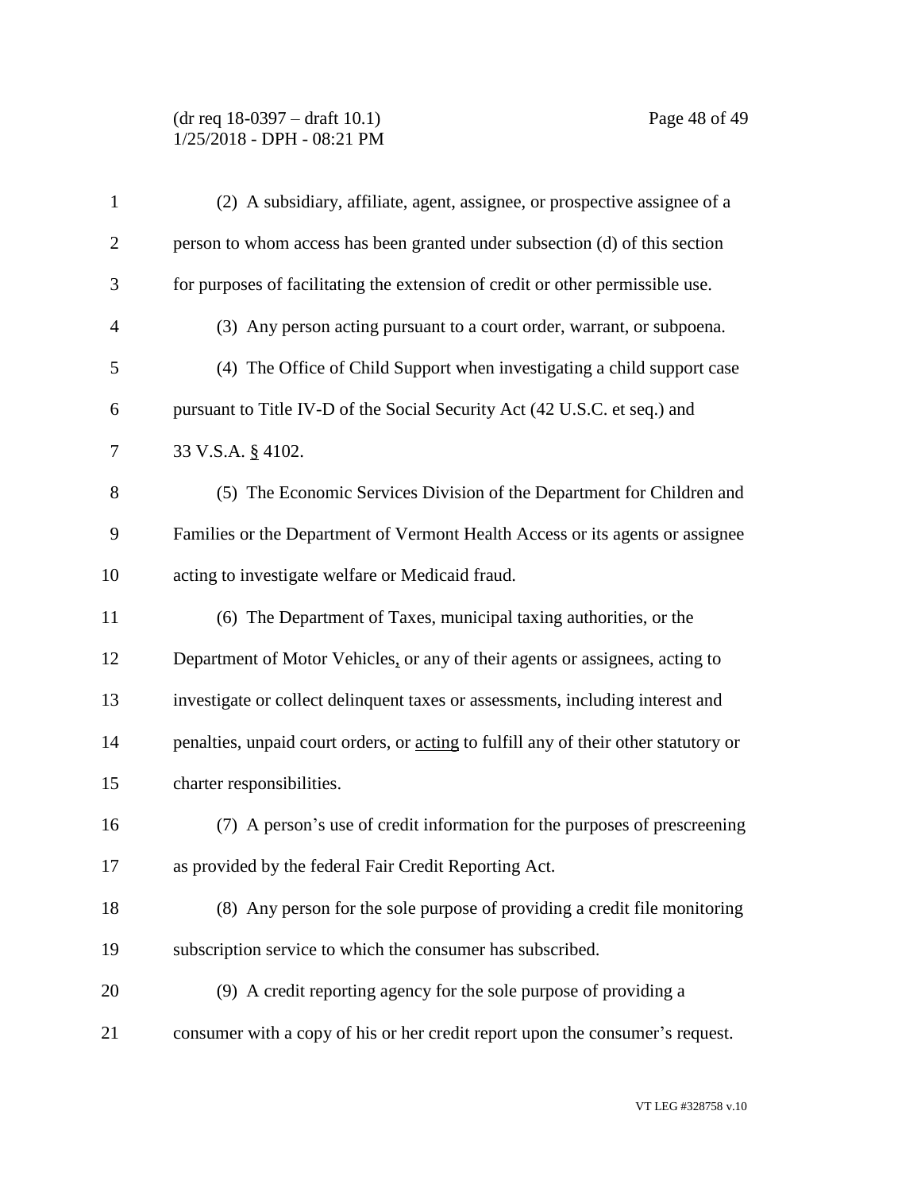(2) A subsidiary, affiliate, agent, assignee, or prospective assignee of a person to whom access has been granted under subsection (d) of this section for purposes of facilitating the extension of credit or other permissible use.

(3) Any person acting pursuant to a court order, warrant, or subpoena.

(4) The Office of Child Support when investigating a child support case pursuant to Title IV-D of the Social Security Act (42 U.S.C. et seq.) and 33 V.S.A. § 4102.

(5) The Economic Services Division of the Department for Children and Families or the Department of Vermont Health Access or its agents or assignee acting to investigate welfare or Medicaid fraud.

(6) The Department of Taxes, municipal taxing authorities, or the Department of Motor Vehicles, or any of their agents or assignees, acting to investigate or collect delinquent taxes or assessments, including interest and penalties, unpaid court orders, or acting to fulfill any of their other statutory or charter responsibilities.

(7) A person's use of credit information for the purposes of prescreening as provided by the federal Fair Credit Reporting Act.

(8) Any person for the sole purpose of providing a credit file monitoring subscription service to which the consumer has subscribed.

(9) A credit reporting agency for the sole purpose of providing a consumer with a copy of his or her credit report upon the consumer's request.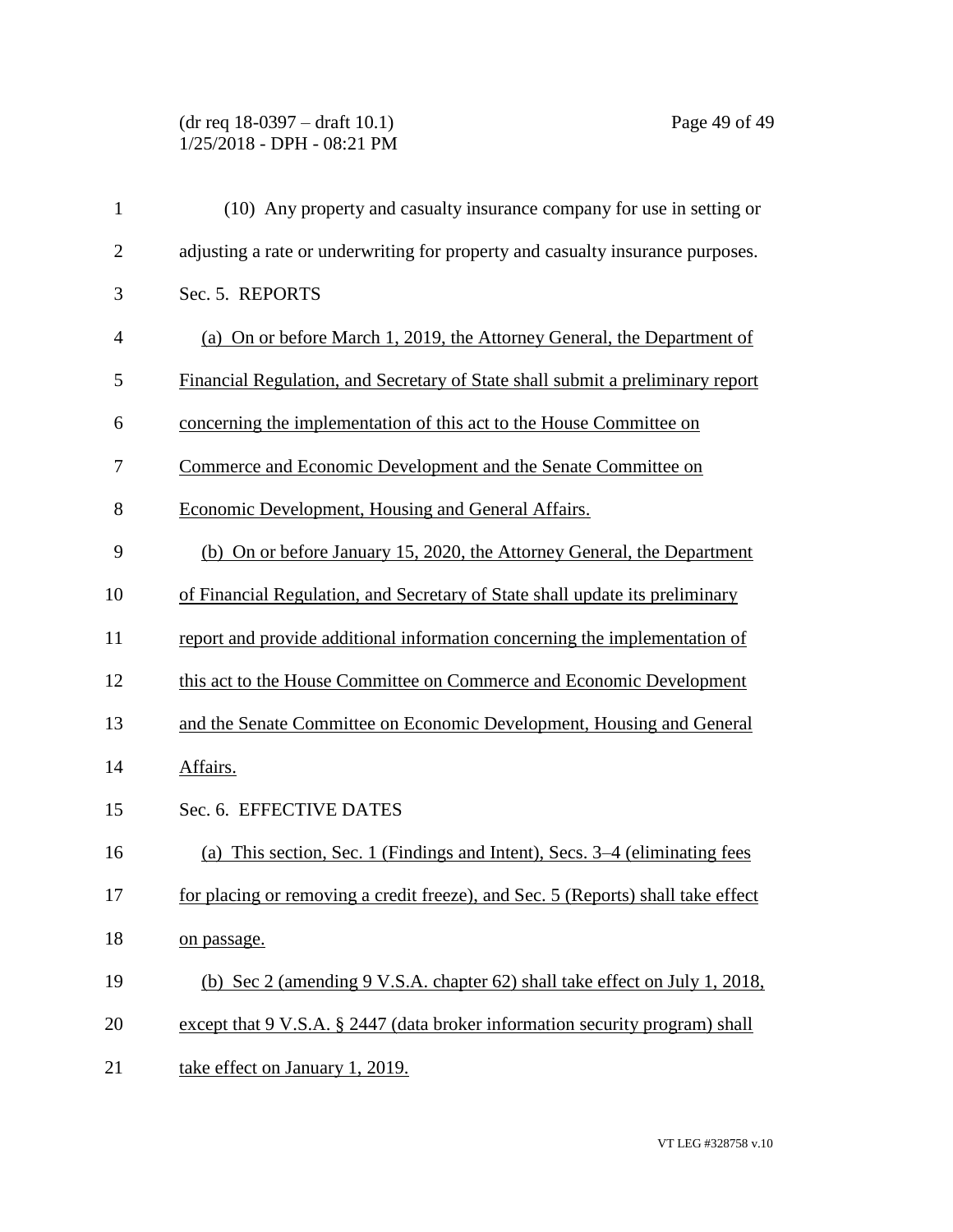(10) Any property and casualty insurance company for use in setting or adjusting a rate or underwriting for property and casualty insurance purposes.

Sec. 5. REPORTS

(a) On or before March 1, 2019, the Attorney General, the Department of Financial Regulation, and Secretary of State shall submit a preliminary report concerning the implementation of this act to the House Committee on Commerce and Economic Development and the Senate Committee on Economic Development, Housing and General Affairs.

(b) On or before January 15, 2020, the Attorney General, the Department of Financial Regulation, and Secretary of State shall update its preliminary report and provide additional information concerning the implementation of this act to the House Committee on Commerce and Economic Development and the Senate Committee on Economic Development, Housing and General Affairs.

Sec. 6. EFFECTIVE DATES

(a) This section, Sec. 1 (Findings and Intent), Secs. 3–4 (eliminating fees for placing or removing a credit freeze), and Sec. 5 (Reports) shall take effect on passage.

(b) Sec 2 (amending 9 V.S.A. chapter 62) shall take effect on July 1, 2018, except that 9 V.S.A. § 2447 (data broker information security program) shall take effect on January 1, 2019.